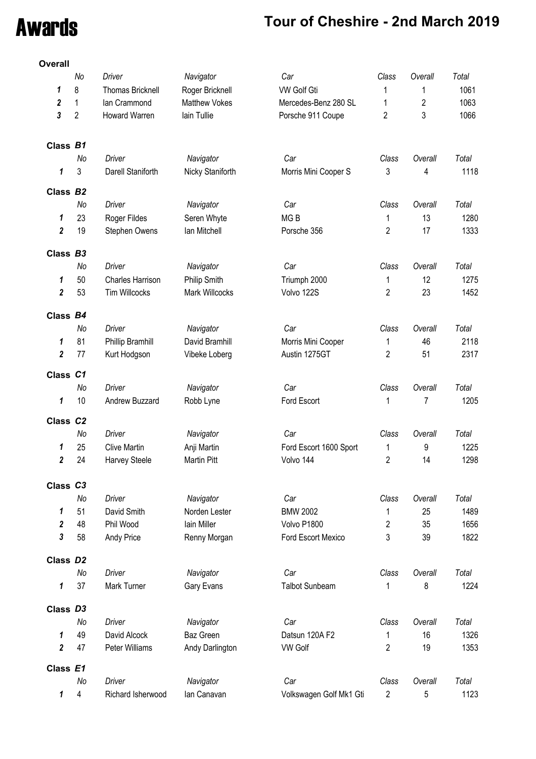# Awards

## Tour of Cheshire - 2nd March 2019

**Overall**

| | No | Driver | Navigator | Car | Class | Overall | Total |
|---|---|---|---|---|---|---|---|
| **1** | 8 | Thomas Bricknell | Roger Bricknell | VW Golf Gti | 1 | 1 | 1061 |
| **2** | 1 | Ian Crammond | Matthew Vokes | Mercedes-Benz 280 SL | 1 | 2 | 1063 |
| **3** | 2 | Howard Warren | Iain Tullie | Porsche 911 Coupe | 2 | 3 | 1066 |

**Class *B1***

| | No | Driver | Navigator | Car | Class | Overall | Total |
|---|---|---|---|---|---|---|---|
| **1** | 3 | Darell Staniforth | Nicky Staniforth | Morris Mini Cooper S | 3 | 4 | 1118 |

**Class *B2***

| | No | Driver | Navigator | Car | Class | Overall | Total |
|---|---|---|---|---|---|---|---|
| **1** | 23 | Roger Fildes | Seren Whyte | MG B | 1 | 13 | 1280 |
| **2** | 19 | Stephen Owens | Ian Mitchell | Porsche 356 | 2 | 17 | 1333 |

**Class *B3***

| | No | Driver | Navigator | Car | Class | Overall | Total |
|---|---|---|---|---|---|---|---|
| **1** | 50 | Charles Harrison | Philip Smith | Triumph 2000 | 1 | 12 | 1275 |
| **2** | 53 | Tim Willcocks | Mark Willcocks | Volvo 122S | 2 | 23 | 1452 |

**Class *B4***

| | No | Driver | Navigator | Car | Class | Overall | Total |
|---|---|---|---|---|---|---|---|
| **1** | 81 | Phillip Bramhill | David Bramhill | Morris Mini Cooper | 1 | 46 | 2118 |
| **2** | 77 | Kurt Hodgson | Vibeke Loberg | Austin 1275GT | 2 | 51 | 2317 |

**Class *C1***

| | No | Driver | Navigator | Car | Class | Overall | Total |
|---|---|---|---|---|---|---|---|
| **1** | 10 | Andrew Buzzard | Robb Lyne | Ford Escort | 1 | 7 | 1205 |

**Class *C2***

| | No | Driver | Navigator | Car | Class | Overall | Total |
|---|---|---|---|---|---|---|---|
| **1** | 25 | Clive Martin | Anji Martin | Ford Escort 1600 Sport | 1 | 9 | 1225 |
| **2** | 24 | Harvey Steele | Martin Pitt | Volvo 144 | 2 | 14 | 1298 |

**Class *C3***

| | No | Driver | Navigator | Car | Class | Overall | Total |
|---|---|---|---|---|---|---|---|
| **1** | 51 | David Smith | Norden Lester | BMW 2002 | 1 | 25 | 1489 |
| **2** | 48 | Phil Wood | Iain Miller | Volvo P1800 | 2 | 35 | 1656 |
| **3** | 58 | Andy Price | Renny Morgan | Ford Escort Mexico | 3 | 39 | 1822 |

**Class *D2***

| | No | Driver | Navigator | Car | Class | Overall | Total |
|---|---|---|---|---|---|---|---|
| **1** | 37 | Mark Turner | Gary Evans | Talbot Sunbeam | 1 | 8 | 1224 |

**Class *D3***

| | No | Driver | Navigator | Car | Class | Overall | Total |
|---|---|---|---|---|---|---|---|
| **1** | 49 | David Alcock | Baz Green | Datsun 120A F2 | 1 | 16 | 1326 |
| **2** | 47 | Peter Williams | Andy Darlington | VW Golf | 2 | 19 | 1353 |

**Class *E1***

| | No | Driver | Navigator | Car | Class | Overall | Total |
|---|---|---|---|---|---|---|---|
| **1** | 4 | Richard Isherwood | Ian Canavan | Volkswagen Golf Mk1 Gti | 2 | 5 | 1123 |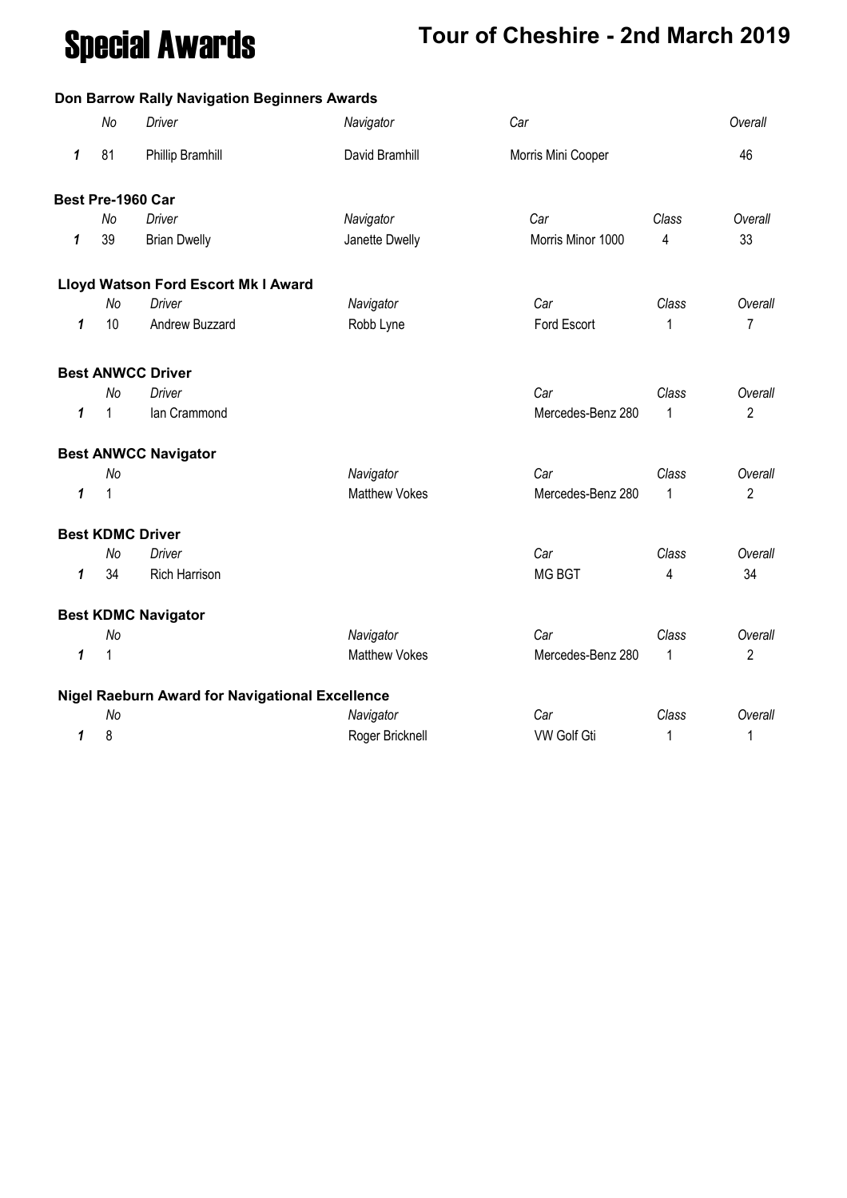# Special Awards

## Tour of Cheshire - 2nd March 2019

### Don Barrow Rally Navigation Beginners Awards

| | No | Driver | Navigator | Car | Overall |
|---|---|---|---|---|---|
| 1 | 81 | Phillip Bramhill | David Bramhill | Morris Mini Cooper | 46 |

### Best Pre-1960 Car

| | No | Driver | Navigator | Car | Class | Overall |
|---|---|---|---|---|---|---|
| 1 | 39 | Brian Dwelly | Janette Dwelly | Morris Minor 1000 | 4 | 33 |

### Lloyd Watson Ford Escort Mk I Award

| | No | Driver | Navigator | Car | Class | Overall |
|---|---|---|---|---|---|---|
| 1 | 10 | Andrew Buzzard | Robb Lyne | Ford Escort | 1 | 7 |

### Best ANWCC Driver

| | No | Driver | Car | Class | Overall |
|---|---|---|---|---|---|
| 1 | 1 | Ian Crammond | Mercedes-Benz 280 | 1 | 2 |

### Best ANWCC Navigator

| | No | Navigator | Car | Class | Overall |
|---|---|---|---|---|---|
| 1 | 1 | Matthew Vokes | Mercedes-Benz 280 | 1 | 2 |

### Best KDMC Driver

| | No | Driver | Car | Class | Overall |
|---|---|---|---|---|---|
| 1 | 34 | Rich Harrison | MG BGT | 4 | 34 |

### Best KDMC Navigator

| | No | Navigator | Car | Class | Overall |
|---|---|---|---|---|---|
| 1 | 1 | Matthew Vokes | Mercedes-Benz 280 | 1 | 2 |

### Nigel Raeburn Award for Navigational Excellence

| | No | Navigator | Car | Class | Overall |
|---|---|---|---|---|---|
| 1 | 8 | Roger Bricknell | VW Golf Gti | 1 | 1 |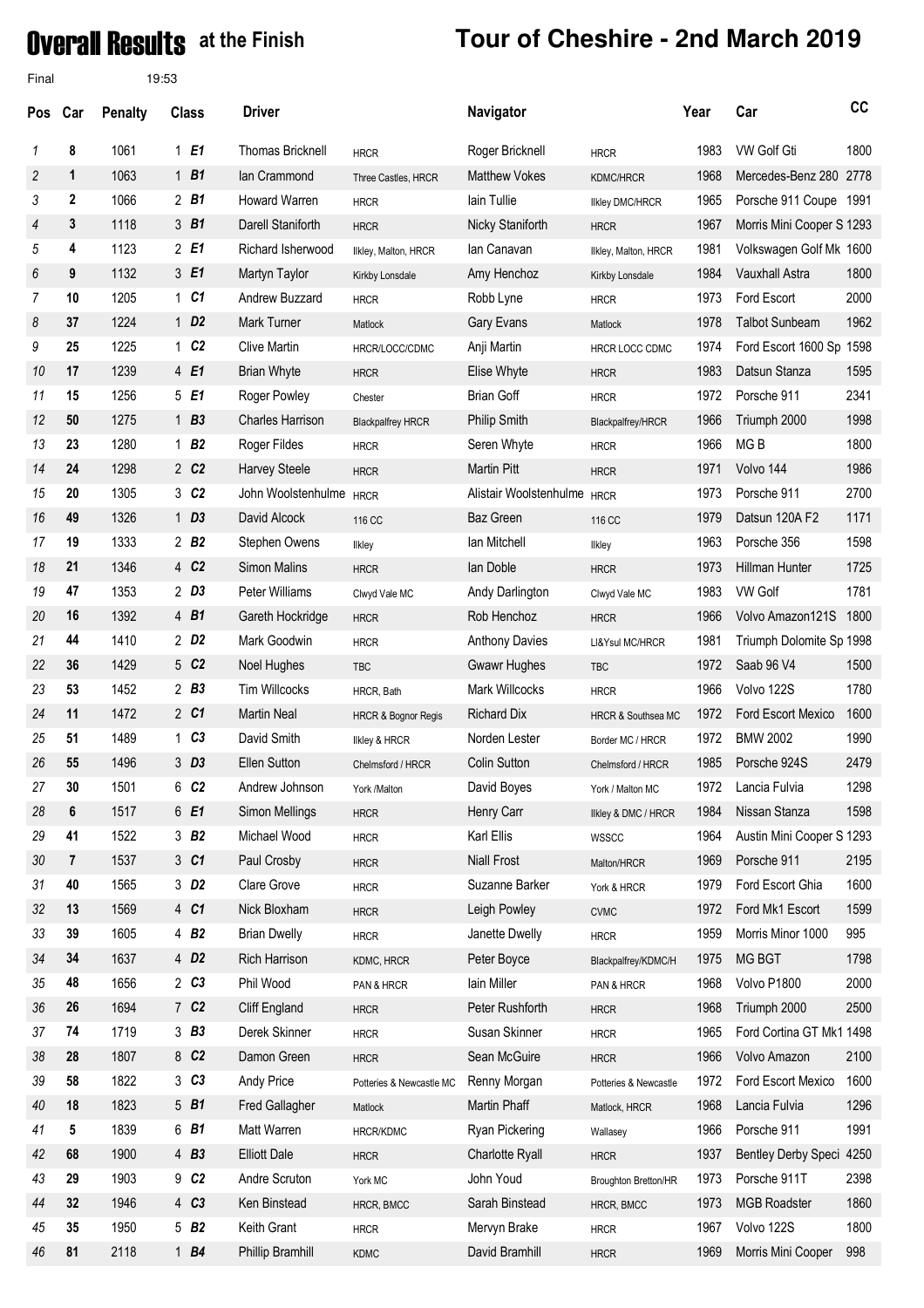# Overall Results at the Finish

## Tour of Cheshire - 2nd March 2019

Final 19:53

| Pos | Car | Penalty | Class | | Driver | | Navigator | | Year | Car | CC |
|---|---|---|---|---|---|---|---|---|---|---|---|
| 1 | 8 | 1061 | 1 | E1 | Thomas Bricknell | HRCR | Roger Bricknell | HRCR | 1983 | VW Golf Gti | 1800 |
| 2 | 1 | 1063 | 1 | B1 | Ian Crammond | Three Castles, HRCR | Matthew Vokes | KDMC/HRCR | 1968 | Mercedes-Benz 280 | 2778 |
| 3 | 2 | 1066 | 2 | B1 | Howard Warren | HRCR | Iain Tullie | Ilkley DMC/HRCR | 1965 | Porsche 911 Coupe | 1991 |
| 4 | 3 | 1118 | 3 | B1 | Darell Staniforth | HRCR | Nicky Staniforth | HRCR | 1967 | Morris Mini Cooper S | 1293 |
| 5 | 4 | 1123 | 2 | E1 | Richard Isherwood | Ilkley, Malton, HRCR | Ian Canavan | Ilkley, Malton, HRCR | 1981 | Volkswagen Golf Mk | 1600 |
| 6 | 9 | 1132 | 3 | E1 | Martyn Taylor | Kirkby Lonsdale | Amy Henchoz | Kirkby Lonsdale | 1984 | Vauxhall Astra | 1800 |
| 7 | 10 | 1205 | 1 | C1 | Andrew Buzzard | HRCR | Robb Lyne | HRCR | 1973 | Ford Escort | 2000 |
| 8 | 37 | 1224 | 1 | D2 | Mark Turner | Matlock | Gary Evans | Matlock | 1978 | Talbot Sunbeam | 1962 |
| 9 | 25 | 1225 | 1 | C2 | Clive Martin | HRCR/LOCC/CDMC | Anji Martin | HRCR LOCC CDMC | 1974 | Ford Escort 1600 Sp | 1598 |
| 10 | 17 | 1239 | 4 | E1 | Brian Whyte | HRCR | Elise Whyte | HRCR | 1983 | Datsun Stanza | 1595 |
| 11 | 15 | 1256 | 5 | E1 | Roger Powley | Chester | Brian Goff | HRCR | 1972 | Porsche 911 | 2341 |
| 12 | 50 | 1275 | 1 | B3 | Charles Harrison | Blackpalfrey HRCR | Philip Smith | Blackpalfrey/HRCR | 1966 | Triumph 2000 | 1998 |
| 13 | 23 | 1280 | 1 | B2 | Roger Fildes | HRCR | Seren Whyte | HRCR | 1966 | MG B | 1800 |
| 14 | 24 | 1298 | 2 | C2 | Harvey Steele | HRCR | Martin Pitt | HRCR | 1971 | Volvo 144 | 1986 |
| 15 | 20 | 1305 | 3 | C2 | John Woolstenhulme | HRCR | Alistair Woolstenhulme | HRCR | 1973 | Porsche 911 | 2700 |
| 16 | 49 | 1326 | 1 | D3 | David Alcock | 116 CC | Baz Green | 116 CC | 1979 | Datsun 120A F2 | 1171 |
| 17 | 19 | 1333 | 2 | B2 | Stephen Owens | Ilkley | Ian Mitchell | Ilkley | 1963 | Porsche 356 | 1598 |
| 18 | 21 | 1346 | 4 | C2 | Simon Malins | HRCR | Ian Doble | HRCR | 1973 | Hillman Hunter | 1725 |
| 19 | 47 | 1353 | 2 | D3 | Peter Williams | Clwyd Vale MC | Andy Darlington | Clwyd Vale MC | 1983 | VW Golf | 1781 |
| 20 | 16 | 1392 | 4 | B1 | Gareth Hockridge | HRCR | Rob Henchoz | HRCR | 1966 | Volvo Amazon121S | 1800 |
| 21 | 44 | 1410 | 2 | D2 | Mark Goodwin | HRCR | Anthony Davies | Ll&Ysul MC/HRCR | 1981 | Triumph Dolomite Sp | 1998 |
| 22 | 36 | 1429 | 5 | C2 | Noel Hughes | TBC | Gwawr Hughes | TBC | 1972 | Saab 96 V4 | 1500 |
| 23 | 53 | 1452 | 2 | B3 | Tim Willcocks | HRCR, Bath | Mark Willcocks | HRCR | 1966 | Volvo 122S | 1780 |
| 24 | 11 | 1472 | 2 | C1 | Martin Neal | HRCR & Bognor Regis | Richard Dix | HRCR & Southsea MC | 1972 | Ford Escort Mexico | 1600 |
| 25 | 51 | 1489 | 1 | C3 | David Smith | Ilkley & HRCR | Norden Lester | Border MC / HRCR | 1972 | BMW 2002 | 1990 |
| 26 | 55 | 1496 | 3 | D3 | Ellen Sutton | Chelmsford / HRCR | Colin Sutton | Chelmsford / HRCR | 1985 | Porsche 924S | 2479 |
| 27 | 30 | 1501 | 6 | C2 | Andrew Johnson | York /Malton | David Boyes | York / Malton MC | 1972 | Lancia Fulvia | 1298 |
| 28 | 6 | 1517 | 6 | E1 | Simon Mellings | HRCR | Henry Carr | Ilkley & DMC / HRCR | 1984 | Nissan Stanza | 1598 |
| 29 | 41 | 1522 | 3 | B2 | Michael Wood | HRCR | Karl Ellis | WSSCC | 1964 | Austin Mini Cooper S | 1293 |
| 30 | 7 | 1537 | 3 | C1 | Paul Crosby | HRCR | Niall Frost | Malton/HRCR | 1969 | Porsche 911 | 2195 |
| 31 | 40 | 1565 | 3 | D2 | Clare Grove | HRCR | Suzanne Barker | York & HRCR | 1979 | Ford Escort Ghia | 1600 |
| 32 | 13 | 1569 | 4 | C1 | Nick Bloxham | HRCR | Leigh Powley | CVMC | 1972 | Ford Mk1 Escort | 1599 |
| 33 | 39 | 1605 | 4 | B2 | Brian Dwelly | HRCR | Janette Dwelly | HRCR | 1959 | Morris Minor 1000 | 995 |
| 34 | 34 | 1637 | 4 | D2 | Rich Harrison | KDMC, HRCR | Peter Boyce | Blackpalfrey/KDMC/H | 1975 | MG BGT | 1798 |
| 35 | 48 | 1656 | 2 | C3 | Phil Wood | PAN & HRCR | Iain Miller | PAN & HRCR | 1968 | Volvo P1800 | 2000 |
| 36 | 26 | 1694 | 7 | C2 | Cliff England | HRCR | Peter Rushforth | HRCR | 1968 | Triumph 2000 | 2500 |
| 37 | 74 | 1719 | 3 | B3 | Derek Skinner | HRCR | Susan Skinner | HRCR | 1965 | Ford Cortina GT Mk1 | 1498 |
| 38 | 28 | 1807 | 8 | C2 | Damon Green | HRCR | Sean McGuire | HRCR | 1966 | Volvo Amazon | 2100 |
| 39 | 58 | 1822 | 3 | C3 | Andy Price | Potteries & Newcastle MC | Renny Morgan | Potteries & Newcastle | 1972 | Ford Escort Mexico | 1600 |
| 40 | 18 | 1823 | 5 | B1 | Fred Gallagher | Matlock | Martin Phaff | Matlock, HRCR | 1968 | Lancia Fulvia | 1296 |
| 41 | 5 | 1839 | 6 | B1 | Matt Warren | HRCR/KDMC | Ryan Pickering | Wallasey | 1966 | Porsche 911 | 1991 |
| 42 | 68 | 1900 | 4 | B3 | Elliott Dale | HRCR | Charlotte Ryall | HRCR | 1937 | Bentley Derby Speci | 4250 |
| 43 | 29 | 1903 | 9 | C2 | Andre Scruton | York MC | John Youd | Broughton Bretton/HR | 1973 | Porsche 911T | 2398 |
| 44 | 32 | 1946 | 4 | C3 | Ken Binstead | HRCR, BMCC | Sarah Binstead | HRCR, BMCC | 1973 | MGB Roadster | 1860 |
| 45 | 35 | 1950 | 5 | B2 | Keith Grant | HRCR | Mervyn Brake | HRCR | 1967 | Volvo 122S | 1800 |
| 46 | 81 | 2118 | 1 | B4 | Phillip Bramhill | KDMC | David Bramhill | HRCR | 1969 | Morris Mini Cooper | 998 |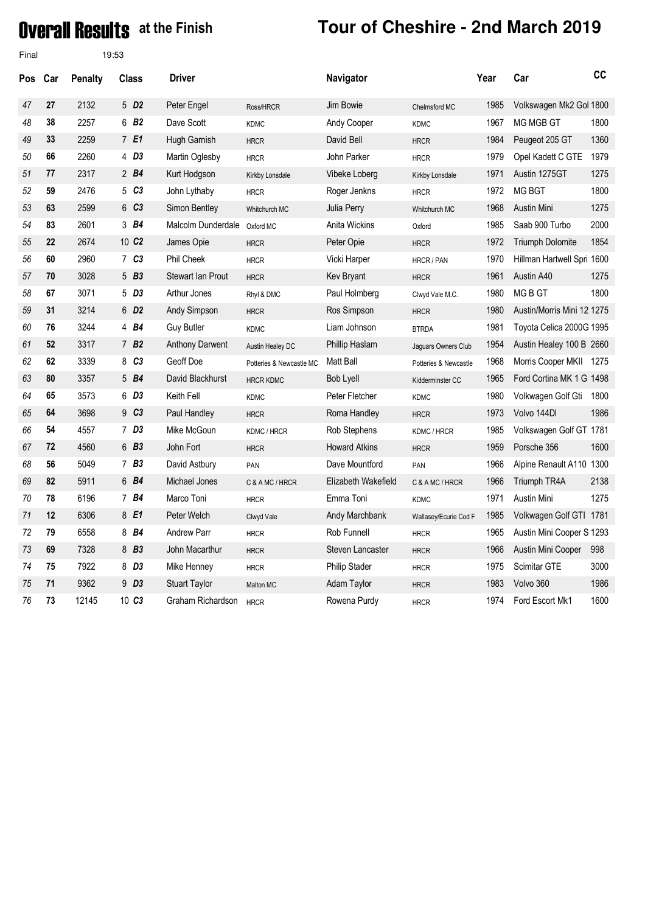# Overall Results at the Finish

## Tour of Cheshire - 2nd March 2019

Final 19:53

| Pos | Car | Penalty | Class | | Driver | | Navigator | | Year | Car | CC |
|---|---|---|---|---|---|---|---|---|---|---|---|
| 47 | 27 | 2132 | 5 | D2 | Peter Engel | Ross/HRCR | Jim Bowie | Chelmsford MC | 1985 | Volkswagen Mk2 Gol | 1800 |
| 48 | 38 | 2257 | 6 | B2 | Dave Scott | KDMC | Andy Cooper | KDMC | 1967 | MG MGB GT | 1800 |
| 49 | 33 | 2259 | 7 | E1 | Hugh Garnish | HRCR | David Bell | HRCR | 1984 | Peugeot 205 GT | 1360 |
| 50 | 66 | 2260 | 4 | D3 | Martin Oglesby | HRCR | John Parker | HRCR | 1979 | Opel Kadett C GTE | 1979 |
| 51 | 77 | 2317 | 2 | B4 | Kurt Hodgson | Kirkby Lonsdale | Vibeke Loberg | Kirkby Lonsdale | 1971 | Austin 1275GT | 1275 |
| 52 | 59 | 2476 | 5 | C3 | John Lythaby | HRCR | Roger Jenkns | HRCR | 1972 | MG BGT | 1800 |
| 53 | 63 | 2599 | 6 | C3 | Simon Bentley | Whitchurch MC | Julia Perry | Whitchurch MC | 1968 | Austin Mini | 1275 |
| 54 | 83 | 2601 | 3 | B4 | Malcolm Dunderdale | Oxford MC | Anita Wickins | Oxford | 1985 | Saab 900 Turbo | 2000 |
| 55 | 22 | 2674 | 10 | C2 | James Opie | HRCR | Peter Opie | HRCR | 1972 | Triumph Dolomite | 1854 |
| 56 | 60 | 2960 | 7 | C3 | Phil Cheek | HRCR | Vicki Harper | HRCR / PAN | 1970 | Hillman Hartwell Spri | 1600 |
| 57 | 70 | 3028 | 5 | B3 | Stewart Ian Prout | HRCR | Kev Bryant | HRCR | 1961 | Austin A40 | 1275 |
| 58 | 67 | 3071 | 5 | D3 | Arthur Jones | Rhyl & DMC | Paul Holmberg | Clwyd Vale M.C. | 1980 | MG B GT | 1800 |
| 59 | 31 | 3214 | 6 | D2 | Andy Simpson | HRCR | Ros Simpson | HRCR | 1980 | Austin/Morris Mini 12 | 1275 |
| 60 | 76 | 3244 | 4 | B4 | Guy Butler | KDMC | Liam Johnson | BTRDA | 1981 | Toyota Celica 2000G | 1995 |
| 61 | 52 | 3317 | 7 | B2 | Anthony Darwent | Austin Healey DC | Phillip Haslam | Jaguars Owners Club | 1954 | Austin Healey 100 B | 2660 |
| 62 | 62 | 3339 | 8 | C3 | Geoff Doe | Potteries & Newcastle MC | Matt Ball | Potteries & Newcastle | 1968 | Morris Cooper MKII | 1275 |
| 63 | 80 | 3357 | 5 | B4 | David Blackhurst | HRCR KDMC | Bob Lyell | Kidderminster CC | 1965 | Ford Cortina MK 1 G | 1498 |
| 64 | 65 | 3573 | 6 | D3 | Keith Fell | KDMC | Peter Fletcher | KDMC | 1980 | Volkwagen Golf Gti | 1800 |
| 65 | 64 | 3698 | 9 | C3 | Paul Handley | HRCR | Roma Handley | HRCR | 1973 | Volvo 144Dl | 1986 |
| 66 | 54 | 4557 | 7 | D3 | Mike McGoun | KDMC / HRCR | Rob Stephens | KDMC / HRCR | 1985 | Volkswagen Golf GT | 1781 |
| 67 | 72 | 4560 | 6 | B3 | John Fort | HRCR | Howard Atkins | HRCR | 1959 | Porsche 356 | 1600 |
| 68 | 56 | 5049 | 7 | B3 | David Astbury | PAN | Dave Mountford | PAN | 1966 | Alpine Renault A110 | 1300 |
| 69 | 82 | 5911 | 6 | B4 | Michael Jones | C & A MC / HRCR | Elizabeth Wakefield | C & A MC / HRCR | 1966 | Triumph TR4A | 2138 |
| 70 | 78 | 6196 | 7 | B4 | Marco Toni | HRCR | Emma Toni | KDMC | 1971 | Austin Mini | 1275 |
| 71 | 12 | 6306 | 8 | E1 | Peter Welch | Clwyd Vale | Andy Marchbank | Wallasey/Ecurie Cod F | 1985 | Volkswagen Golf GTI | 1781 |
| 72 | 79 | 6558 | 8 | B4 | Andrew Parr | HRCR | Rob Funnell | HRCR | 1965 | Austin Mini Cooper S | 1293 |
| 73 | 69 | 7328 | 8 | B3 | John Macarthur | HRCR | Steven Lancaster | HRCR | 1966 | Austin Mini Cooper | 998 |
| 74 | 75 | 7922 | 8 | D3 | Mike Henney | HRCR | Philip Stader | HRCR | 1975 | Scimitar GTE | 3000 |
| 75 | 71 | 9362 | 9 | D3 | Stuart Taylor | Malton MC | Adam Taylor | HRCR | 1983 | Volvo 360 | 1986 |
| 76 | 73 | 12145 | 10 | C3 | Graham Richardson | HRCR | Rowena Purdy | HRCR | 1974 | Ford Escort Mk1 | 1600 |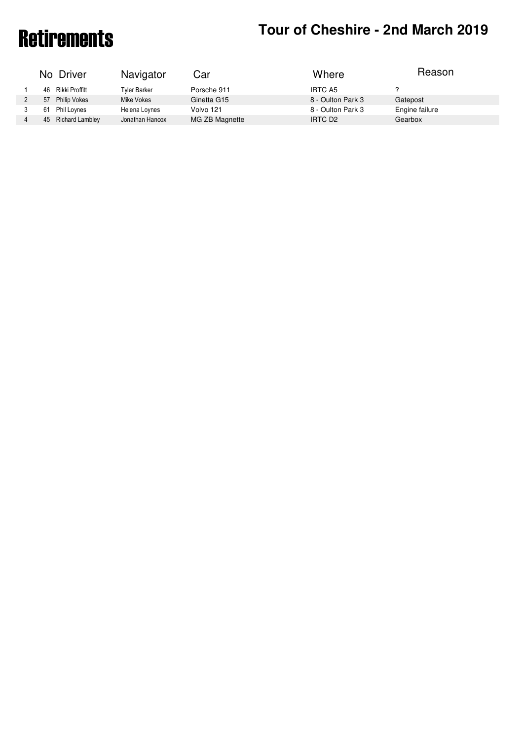# Retirements

## Tour of Cheshire - 2nd March 2019

| | No | Driver | Navigator | Car | Where | Reason |
|---|---|---|---|---|---|---|
| 1 | 46 | Rikki Proffitt | Tyler Barker | Porsche 911 | IRTC A5 | ? |
| 2 | 57 | Philip Vokes | Mike Vokes | Ginetta G15 | 8 - Oulton Park 3 | Gatepost |
| 3 | 61 | Phil Loynes | Helena Loynes | Volvo 121 | 8 - Oulton Park 3 | Engine failure |
| 4 | 45 | Richard Lambley | Jonathan Hancox | MG ZB Magnette | IRTC D2 | Gearbox |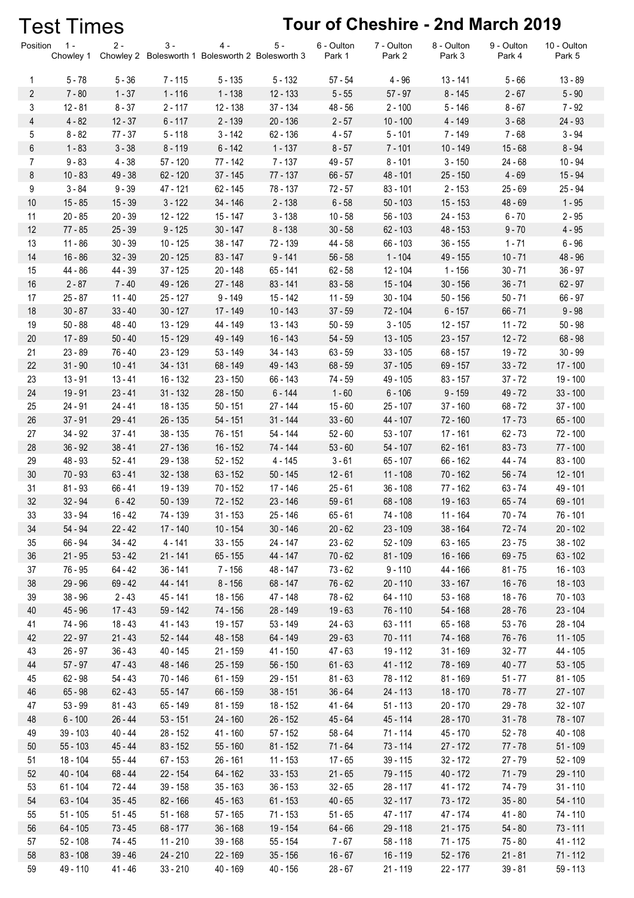# Test Times

# Tour of Cheshire - 2nd March 2019

| Position | 1 - Chowley 1 | 2 - Chowley 2 | 3 - Bolesworth 1 | 4 - Bolesworth 2 | 5 - Bolesworth 3 | 6 - Oulton Park 1 | 7 - Oulton Park 2 | 8 - Oulton Park 3 | 9 - Oulton Park 4 | 10 - Oulton Park 5 |
|---|---|---|---|---|---|---|---|---|---|---|
| 1 | 5 - 78 | 5 - 36 | 7 - 115 | 5 - 135 | 5 - 132 | 57 - 54 | 4 - 96 | 13 - 141 | 5 - 66 | 13 - 89 |
| 2 | 7 - 80 | 1 - 37 | 1 - 116 | 1 - 138 | 12 - 133 | 5 - 55 | 57 - 97 | 8 - 145 | 2 - 67 | 5 - 90 |
| 3 | 12 - 81 | 8 - 37 | 2 - 117 | 12 - 138 | 37 - 134 | 48 - 56 | 2 - 100 | 5 - 146 | 8 - 67 | 7 - 92 |
| 4 | 4 - 82 | 12 - 37 | 6 - 117 | 2 - 139 | 20 - 136 | 2 - 57 | 10 - 100 | 4 - 149 | 3 - 68 | 24 - 93 |
| 5 | 8 - 82 | 77 - 37 | 5 - 118 | 3 - 142 | 62 - 136 | 4 - 57 | 5 - 101 | 7 - 149 | 7 - 68 | 3 - 94 |
| 6 | 1 - 83 | 3 - 38 | 8 - 119 | 6 - 142 | 1 - 137 | 8 - 57 | 7 - 101 | 10 - 149 | 15 - 68 | 8 - 94 |
| 7 | 9 - 83 | 4 - 38 | 57 - 120 | 77 - 142 | 7 - 137 | 49 - 57 | 8 - 101 | 3 - 150 | 24 - 68 | 10 - 94 |
| 8 | 10 - 83 | 49 - 38 | 62 - 120 | 37 - 145 | 77 - 137 | 66 - 57 | 48 - 101 | 25 - 150 | 4 - 69 | 15 - 94 |
| 9 | 3 - 84 | 9 - 39 | 47 - 121 | 62 - 145 | 78 - 137 | 72 - 57 | 83 - 101 | 2 - 153 | 25 - 69 | 25 - 94 |
| 10 | 15 - 85 | 15 - 39 | 3 - 122 | 34 - 146 | 2 - 138 | 6 - 58 | 50 - 103 | 15 - 153 | 48 - 69 | 1 - 95 |
| 11 | 20 - 85 | 20 - 39 | 12 - 122 | 15 - 147 | 3 - 138 | 10 - 58 | 56 - 103 | 24 - 153 | 6 - 70 | 2 - 95 |
| 12 | 77 - 85 | 25 - 39 | 9 - 125 | 30 - 147 | 8 - 138 | 30 - 58 | 62 - 103 | 48 - 153 | 9 - 70 | 4 - 95 |
| 13 | 11 - 86 | 30 - 39 | 10 - 125 | 38 - 147 | 72 - 139 | 44 - 58 | 66 - 103 | 36 - 155 | 1 - 71 | 6 - 96 |
| 14 | 16 - 86 | 32 - 39 | 20 - 125 | 83 - 147 | 9 - 141 | 56 - 58 | 1 - 104 | 49 - 155 | 10 - 71 | 48 - 96 |
| 15 | 44 - 86 | 44 - 39 | 37 - 125 | 20 - 148 | 65 - 141 | 62 - 58 | 12 - 104 | 1 - 156 | 30 - 71 | 36 - 97 |
| 16 | 2 - 87 | 7 - 40 | 49 - 126 | 27 - 148 | 83 - 141 | 83 - 58 | 15 - 104 | 30 - 156 | 36 - 71 | 62 - 97 |
| 17 | 25 - 87 | 11 - 40 | 25 - 127 | 9 - 149 | 15 - 142 | 11 - 59 | 30 - 104 | 50 - 156 | 50 - 71 | 66 - 97 |
| 18 | 30 - 87 | 33 - 40 | 30 - 127 | 17 - 149 | 10 - 143 | 37 - 59 | 72 - 104 | 6 - 157 | 66 - 71 | 9 - 98 |
| 19 | 50 - 88 | 48 - 40 | 13 - 129 | 44 - 149 | 13 - 143 | 50 - 59 | 3 - 105 | 12 - 157 | 11 - 72 | 50 - 98 |
| 20 | 17 - 89 | 50 - 40 | 15 - 129 | 49 - 149 | 16 - 143 | 54 - 59 | 13 - 105 | 23 - 157 | 12 - 72 | 68 - 98 |
| 21 | 23 - 89 | 76 - 40 | 23 - 129 | 53 - 149 | 34 - 143 | 63 - 59 | 33 - 105 | 68 - 157 | 19 - 72 | 30 - 99 |
| 22 | 31 - 90 | 10 - 41 | 34 - 131 | 68 - 149 | 49 - 143 | 68 - 59 | 37 - 105 | 69 - 157 | 33 - 72 | 17 - 100 |
| 23 | 13 - 91 | 13 - 41 | 16 - 132 | 23 - 150 | 66 - 143 | 74 - 59 | 49 - 105 | 83 - 157 | 37 - 72 | 19 - 100 |
| 24 | 19 - 91 | 23 - 41 | 31 - 132 | 28 - 150 | 6 - 144 | 1 - 60 | 6 - 106 | 9 - 159 | 49 - 72 | 33 - 100 |
| 25 | 24 - 91 | 24 - 41 | 18 - 135 | 50 - 151 | 27 - 144 | 15 - 60 | 25 - 107 | 37 - 160 | 68 - 72 | 37 - 100 |
| 26 | 37 - 91 | 29 - 41 | 26 - 135 | 54 - 151 | 31 - 144 | 33 - 60 | 44 - 107 | 72 - 160 | 17 - 73 | 65 - 100 |
| 27 | 34 - 92 | 37 - 41 | 38 - 135 | 76 - 151 | 54 - 144 | 52 - 60 | 53 - 107 | 17 - 161 | 62 - 73 | 72 - 100 |
| 28 | 36 - 92 | 38 - 41 | 27 - 136 | 16 - 152 | 74 - 144 | 53 - 60 | 54 - 107 | 62 - 161 | 83 - 73 | 77 - 100 |
| 29 | 48 - 93 | 52 - 41 | 29 - 138 | 52 - 152 | 4 - 145 | 3 - 61 | 65 - 107 | 66 - 162 | 44 - 74 | 83 - 100 |
| 30 | 70 - 93 | 63 - 41 | 32 - 138 | 63 - 152 | 50 - 145 | 12 - 61 | 11 - 108 | 70 - 162 | 56 - 74 | 12 - 101 |
| 31 | 81 - 93 | 66 - 41 | 19 - 139 | 70 - 152 | 17 - 146 | 25 - 61 | 36 - 108 | 77 - 162 | 63 - 74 | 49 - 101 |
| 32 | 32 - 94 | 6 - 42 | 50 - 139 | 72 - 152 | 23 - 146 | 59 - 61 | 68 - 108 | 19 - 163 | 65 - 74 | 69 - 101 |
| 33 | 33 - 94 | 16 - 42 | 74 - 139 | 31 - 153 | 25 - 146 | 65 - 61 | 74 - 108 | 11 - 164 | 70 - 74 | 76 - 101 |
| 34 | 54 - 94 | 22 - 42 | 17 - 140 | 10 - 154 | 30 - 146 | 20 - 62 | 23 - 109 | 38 - 164 | 72 - 74 | 20 - 102 |
| 35 | 66 - 94 | 34 - 42 | 4 - 141 | 33 - 155 | 24 - 147 | 23 - 62 | 52 - 109 | 63 - 165 | 23 - 75 | 38 - 102 |
| 36 | 21 - 95 | 53 - 42 | 21 - 141 | 65 - 155 | 44 - 147 | 70 - 62 | 81 - 109 | 16 - 166 | 69 - 75 | 63 - 102 |
| 37 | 76 - 95 | 64 - 42 | 36 - 141 | 7 - 156 | 48 - 147 | 73 - 62 | 9 - 110 | 44 - 166 | 81 - 75 | 16 - 103 |
| 38 | 29 - 96 | 69 - 42 | 44 - 141 | 8 - 156 | 68 - 147 | 76 - 62 | 20 - 110 | 33 - 167 | 16 - 76 | 18 - 103 |
| 39 | 38 - 96 | 2 - 43 | 45 - 141 | 18 - 156 | 47 - 148 | 78 - 62 | 64 - 110 | 53 - 168 | 18 - 76 | 70 - 103 |
| 40 | 45 - 96 | 17 - 43 | 59 - 142 | 74 - 156 | 28 - 149 | 19 - 63 | 76 - 110 | 54 - 168 | 28 - 76 | 23 - 104 |
| 41 | 74 - 96 | 18 - 43 | 41 - 143 | 19 - 157 | 53 - 149 | 24 - 63 | 63 - 111 | 65 - 168 | 53 - 76 | 28 - 104 |
| 42 | 22 - 97 | 21 - 43 | 52 - 144 | 48 - 158 | 64 - 149 | 29 - 63 | 70 - 111 | 74 - 168 | 76 - 76 | 11 - 105 |
| 43 | 26 - 97 | 36 - 43 | 40 - 145 | 21 - 159 | 41 - 150 | 47 - 63 | 19 - 112 | 31 - 169 | 32 - 77 | 44 - 105 |
| 44 | 57 - 97 | 47 - 43 | 48 - 146 | 25 - 159 | 56 - 150 | 61 - 63 | 41 - 112 | 78 - 169 | 40 - 77 | 53 - 105 |
| 45 | 62 - 98 | 54 - 43 | 70 - 146 | 61 - 159 | 29 - 151 | 81 - 63 | 78 - 112 | 81 - 169 | 51 - 77 | 81 - 105 |
| 46 | 65 - 98 | 62 - 43 | 55 - 147 | 66 - 159 | 38 - 151 | 36 - 64 | 24 - 113 | 18 - 170 | 78 - 77 | 27 - 107 |
| 47 | 53 - 99 | 81 - 43 | 65 - 149 | 81 - 159 | 18 - 152 | 41 - 64 | 51 - 113 | 20 - 170 | 29 - 78 | 32 - 107 |
| 48 | 6 - 100 | 26 - 44 | 53 - 151 | 24 - 160 | 26 - 152 | 45 - 64 | 45 - 114 | 28 - 170 | 31 - 78 | 78 - 107 |
| 49 | 39 - 103 | 40 - 44 | 28 - 152 | 41 - 160 | 57 - 152 | 58 - 64 | 71 - 114 | 45 - 170 | 52 - 78 | 40 - 108 |
| 50 | 55 - 103 | 45 - 44 | 83 - 152 | 55 - 160 | 81 - 152 | 71 - 64 | 73 - 114 | 27 - 172 | 77 - 78 | 51 - 109 |
| 51 | 18 - 104 | 55 - 44 | 67 - 153 | 26 - 161 | 11 - 153 | 17 - 65 | 39 - 115 | 32 - 172 | 27 - 79 | 52 - 109 |
| 52 | 40 - 104 | 68 - 44 | 22 - 154 | 64 - 162 | 33 - 153 | 21 - 65 | 79 - 115 | 40 - 172 | 71 - 79 | 29 - 110 |
| 53 | 61 - 104 | 72 - 44 | 39 - 158 | 35 - 163 | 36 - 153 | 32 - 65 | 28 - 117 | 41 - 172 | 74 - 79 | 31 - 110 |
| 54 | 63 - 104 | 35 - 45 | 82 - 166 | 45 - 163 | 61 - 153 | 40 - 65 | 32 - 117 | 73 - 172 | 35 - 80 | 54 - 110 |
| 55 | 51 - 105 | 51 - 45 | 51 - 168 | 57 - 165 | 71 - 153 | 51 - 65 | 47 - 117 | 47 - 174 | 41 - 80 | 74 - 110 |
| 56 | 64 - 105 | 73 - 45 | 68 - 177 | 36 - 168 | 19 - 154 | 64 - 66 | 29 - 118 | 21 - 175 | 54 - 80 | 73 - 111 |
| 57 | 52 - 108 | 74 - 45 | 11 - 210 | 39 - 168 | 55 - 154 | 7 - 67 | 58 - 118 | 71 - 175 | 75 - 80 | 41 - 112 |
| 58 | 83 - 108 | 39 - 46 | 24 - 210 | 22 - 169 | 35 - 156 | 16 - 67 | 16 - 119 | 52 - 176 | 21 - 81 | 71 - 112 |
| 59 | 49 - 110 | 41 - 46 | 33 - 210 | 40 - 169 | 40 - 156 | 28 - 67 | 21 - 119 | 22 - 177 | 39 - 81 | 59 - 113 |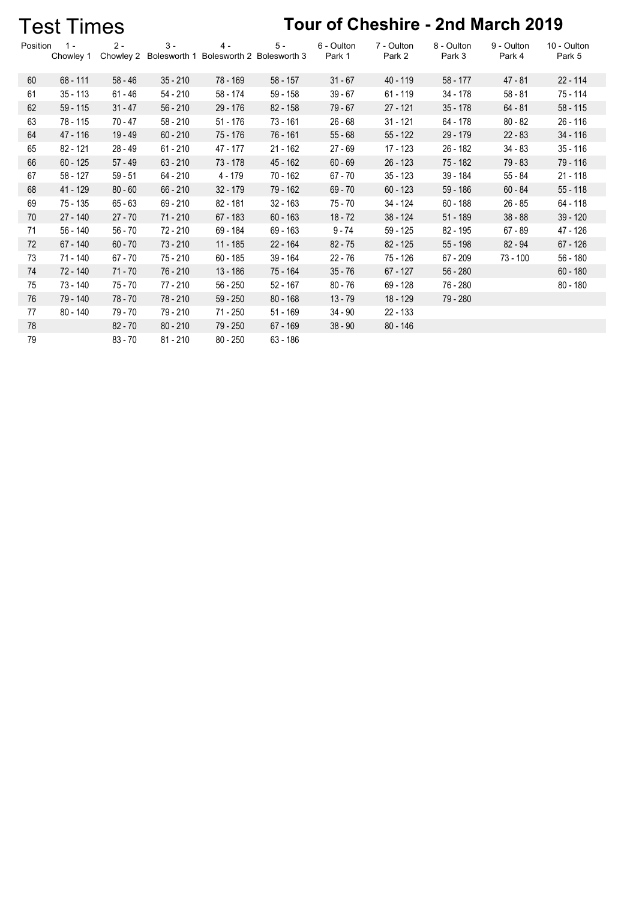# Test Times

## Tour of Cheshire - 2nd March 2019

| Position | 1 - Chowley 1 | 2 - Chowley 2 | 3 - Bolesworth 1 | 4 - Bolesworth 2 | 5 - Bolesworth 3 | 6 - Oulton Park 1 | 7 - Oulton Park 2 | 8 - Oulton Park 3 | 9 - Oulton Park 4 | 10 - Oulton Park 5 |
|---|---|---|---|---|---|---|---|---|---|---|
| 60 | 68 - 111 | 58 - 46 | 35 - 210 | 78 - 169 | 58 - 157 | 31 - 67 | 40 - 119 | 58 - 177 | 47 - 81 | 22 - 114 |
| 61 | 35 - 113 | 61 - 46 | 54 - 210 | 58 - 174 | 59 - 158 | 39 - 67 | 61 - 119 | 34 - 178 | 58 - 81 | 75 - 114 |
| 62 | 59 - 115 | 31 - 47 | 56 - 210 | 29 - 176 | 82 - 158 | 79 - 67 | 27 - 121 | 35 - 178 | 64 - 81 | 58 - 115 |
| 63 | 78 - 115 | 70 - 47 | 58 - 210 | 51 - 176 | 73 - 161 | 26 - 68 | 31 - 121 | 64 - 178 | 80 - 82 | 26 - 116 |
| 64 | 47 - 116 | 19 - 49 | 60 - 210 | 75 - 176 | 76 - 161 | 55 - 68 | 55 - 122 | 29 - 179 | 22 - 83 | 34 - 116 |
| 65 | 82 - 121 | 28 - 49 | 61 - 210 | 47 - 177 | 21 - 162 | 27 - 69 | 17 - 123 | 26 - 182 | 34 - 83 | 35 - 116 |
| 66 | 60 - 125 | 57 - 49 | 63 - 210 | 73 - 178 | 45 - 162 | 60 - 69 | 26 - 123 | 75 - 182 | 79 - 83 | 79 - 116 |
| 67 | 58 - 127 | 59 - 51 | 64 - 210 | 4 - 179 | 70 - 162 | 67 - 70 | 35 - 123 | 39 - 184 | 55 - 84 | 21 - 118 |
| 68 | 41 - 129 | 80 - 60 | 66 - 210 | 32 - 179 | 79 - 162 | 69 - 70 | 60 - 123 | 59 - 186 | 60 - 84 | 55 - 118 |
| 69 | 75 - 135 | 65 - 63 | 69 - 210 | 82 - 181 | 32 - 163 | 75 - 70 | 34 - 124 | 60 - 188 | 26 - 85 | 64 - 118 |
| 70 | 27 - 140 | 27 - 70 | 71 - 210 | 67 - 183 | 60 - 163 | 18 - 72 | 38 - 124 | 51 - 189 | 38 - 88 | 39 - 120 |
| 71 | 56 - 140 | 56 - 70 | 72 - 210 | 69 - 184 | 69 - 163 | 9 - 74 | 59 - 125 | 82 - 195 | 67 - 89 | 47 - 126 |
| 72 | 67 - 140 | 60 - 70 | 73 - 210 | 11 - 185 | 22 - 164 | 82 - 75 | 82 - 125 | 55 - 198 | 82 - 94 | 67 - 126 |
| 73 | 71 - 140 | 67 - 70 | 75 - 210 | 60 - 185 | 39 - 164 | 22 - 76 | 75 - 126 | 67 - 209 | 73 - 100 | 56 - 180 |
| 74 | 72 - 140 | 71 - 70 | 76 - 210 | 13 - 186 | 75 - 164 | 35 - 76 | 67 - 127 | 56 - 280 | | 60 - 180 |
| 75 | 73 - 140 | 75 - 70 | 77 - 210 | 56 - 250 | 52 - 167 | 80 - 76 | 69 - 128 | 76 - 280 | | 80 - 180 |
| 76 | 79 - 140 | 78 - 70 | 78 - 210 | 59 - 250 | 80 - 168 | 13 - 79 | 18 - 129 | 79 - 280 | | |
| 77 | 80 - 140 | 79 - 70 | 79 - 210 | 71 - 250 | 51 - 169 | 34 - 90 | 22 - 133 | | | |
| 78 | | 82 - 70 | 80 - 210 | 79 - 250 | 67 - 169 | 38 - 90 | 80 - 146 | | | |
| 79 | | 83 - 70 | 81 - 210 | 80 - 250 | 63 - 186 | | | | | |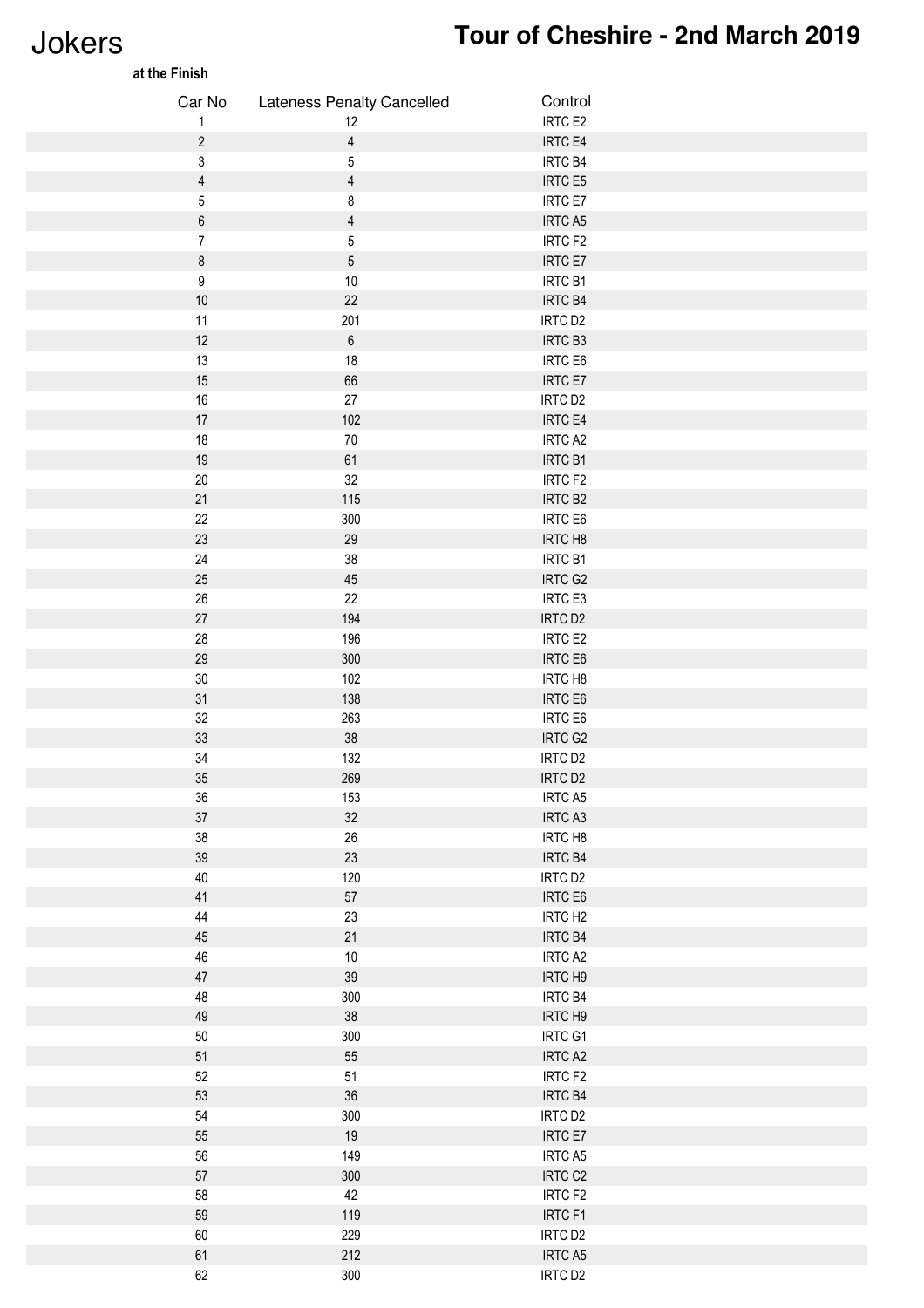# Jokers

## Tour of Cheshire - 2nd March 2019

**at the Finish**

| Car No | Lateness Penalty Cancelled | Control |
|---|---|---|
| 1 | 12 | IRTC E2 |
| 2 | 4 | IRTC E4 |
| 3 | 5 | IRTC B4 |
| 4 | 4 | IRTC E5 |
| 5 | 8 | IRTC E7 |
| 6 | 4 | IRTC A5 |
| 7 | 5 | IRTC F2 |
| 8 | 5 | IRTC E7 |
| 9 | 10 | IRTC B1 |
| 10 | 22 | IRTC B4 |
| 11 | 201 | IRTC D2 |
| 12 | 6 | IRTC B3 |
| 13 | 18 | IRTC E6 |
| 15 | 66 | IRTC E7 |
| 16 | 27 | IRTC D2 |
| 17 | 102 | IRTC E4 |
| 18 | 70 | IRTC A2 |
| 19 | 61 | IRTC B1 |
| 20 | 32 | IRTC F2 |
| 21 | 115 | IRTC B2 |
| 22 | 300 | IRTC E6 |
| 23 | 29 | IRTC H8 |
| 24 | 38 | IRTC B1 |
| 25 | 45 | IRTC G2 |
| 26 | 22 | IRTC E3 |
| 27 | 194 | IRTC D2 |
| 28 | 196 | IRTC E2 |
| 29 | 300 | IRTC E6 |
| 30 | 102 | IRTC H8 |
| 31 | 138 | IRTC E6 |
| 32 | 263 | IRTC E6 |
| 33 | 38 | IRTC G2 |
| 34 | 132 | IRTC D2 |
| 35 | 269 | IRTC D2 |
| 36 | 153 | IRTC A5 |
| 37 | 32 | IRTC A3 |
| 38 | 26 | IRTC H8 |
| 39 | 23 | IRTC B4 |
| 40 | 120 | IRTC D2 |
| 41 | 57 | IRTC E6 |
| 44 | 23 | IRTC H2 |
| 45 | 21 | IRTC B4 |
| 46 | 10 | IRTC A2 |
| 47 | 39 | IRTC H9 |
| 48 | 300 | IRTC B4 |
| 49 | 38 | IRTC H9 |
| 50 | 300 | IRTC G1 |
| 51 | 55 | IRTC A2 |
| 52 | 51 | IRTC F2 |
| 53 | 36 | IRTC B4 |
| 54 | 300 | IRTC D2 |
| 55 | 19 | IRTC E7 |
| 56 | 149 | IRTC A5 |
| 57 | 300 | IRTC C2 |
| 58 | 42 | IRTC F2 |
| 59 | 119 | IRTC F1 |
| 60 | 229 | IRTC D2 |
| 61 | 212 | IRTC A5 |
| 62 | 300 | IRTC D2 |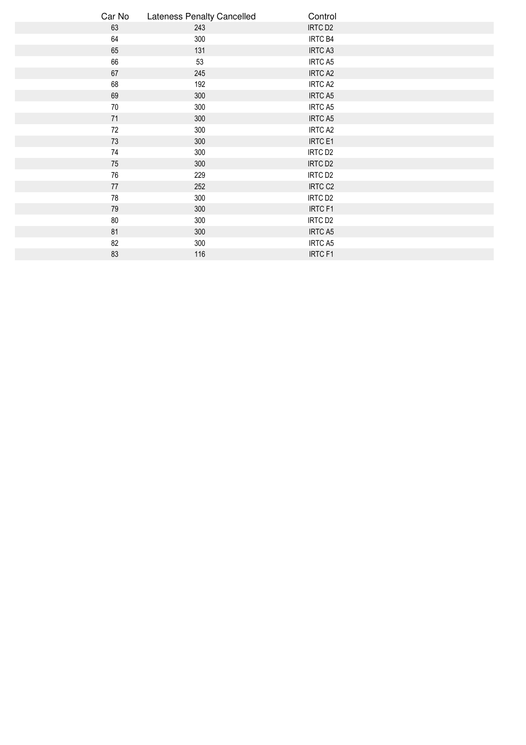| Car No | Lateness Penalty Cancelled | Control |
|---|---|---|
| 63 | 243 | IRTC D2 |
| 64 | 300 | IRTC B4 |
| 65 | 131 | IRTC A3 |
| 66 | 53 | IRTC A5 |
| 67 | 245 | IRTC A2 |
| 68 | 192 | IRTC A2 |
| 69 | 300 | IRTC A5 |
| 70 | 300 | IRTC A5 |
| 71 | 300 | IRTC A5 |
| 72 | 300 | IRTC A2 |
| 73 | 300 | IRTC E1 |
| 74 | 300 | IRTC D2 |
| 75 | 300 | IRTC D2 |
| 76 | 229 | IRTC D2 |
| 77 | 252 | IRTC C2 |
| 78 | 300 | IRTC D2 |
| 79 | 300 | IRTC F1 |
| 80 | 300 | IRTC D2 |
| 81 | 300 | IRTC A5 |
| 82 | 300 | IRTC A5 |
| 83 | 116 | IRTC F1 |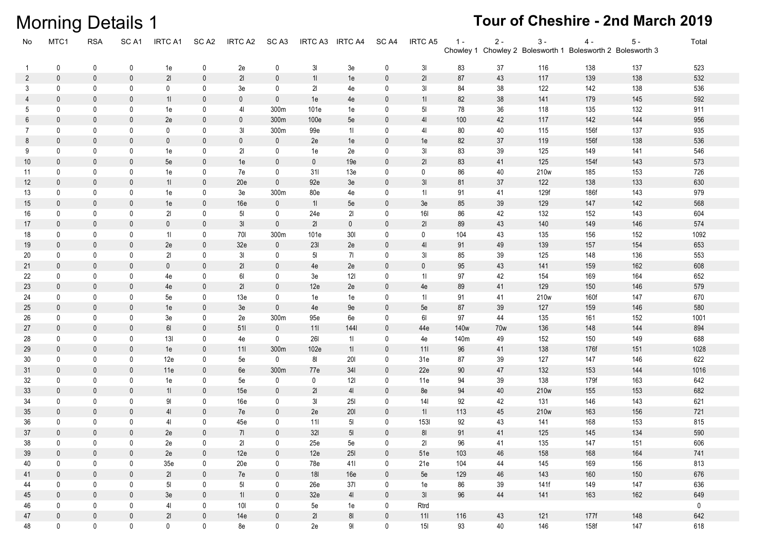# Morning Details 1

## Tour of Cheshire - 2nd March 2019

| No | MTC1 | RSA | SC A1 | IRTC A1 | SC A2 | IRTC A2 | SC A3 | IRTC A3 | IRTC A4 | SC A4 | IRTC A5 | 1 - Chowley 1 | 2 - Chowley 2 | 3 - Bolesworth 1 | 4 - Bolesworth 2 | 5 - Bolesworth 3 | Total |
|---|---|---|---|---|---|---|---|---|---|---|---|---|---|---|---|---|---|
| 1 | 0 | 0 | 0 | 1e | 0 | 2e | 0 | 3l | 3e | 0 | 3l | 83 | 37 | 116 | 138 | 137 | 523 |
| 2 | 0 | 0 | 0 | 2l | 0 | 2l | 0 | 1l | 1e | 0 | 2l | 87 | 43 | 117 | 139 | 138 | 532 |
| 3 | 0 | 0 | 0 | 0 | 0 | 3e | 0 | 2l | 4e | 0 | 3l | 84 | 38 | 122 | 142 | 138 | 536 |
| 4 | 0 | 0 | 0 | 1l | 0 | 0 | 0 | 1e | 4e | 0 | 1l | 82 | 38 | 141 | 179 | 145 | 592 |
| 5 | 0 | 0 | 0 | 1e | 0 | 4l | 300m | 101e | 1e | 0 | 5l | 78 | 36 | 118 | 135 | 132 | 911 |
| 6 | 0 | 0 | 0 | 2e | 0 | 0 | 300m | 100e | 5e | 0 | 4l | 100 | 42 | 117 | 142 | 144 | 956 |
| 7 | 0 | 0 | 0 | 0 | 0 | 3l | 300m | 99e | 1l | 0 | 4l | 80 | 40 | 115 | 156f | 137 | 935 |
| 8 | 0 | 0 | 0 | 0 | 0 | 0 | 0 | 2e | 1e | 0 | 1e | 82 | 37 | 119 | 156f | 138 | 536 |
| 9 | 0 | 0 | 0 | 1e | 0 | 2l | 0 | 1e | 2e | 0 | 3l | 83 | 39 | 125 | 149 | 141 | 546 |
| 10 | 0 | 0 | 0 | 5e | 0 | 1e | 0 | 0 | 19e | 0 | 2l | 83 | 41 | 125 | 154f | 143 | 573 |
| 11 | 0 | 0 | 0 | 1e | 0 | 7e | 0 | 31l | 13e | 0 | 0 | 86 | 40 | 210w | 185 | 153 | 726 |
| 12 | 0 | 0 | 0 | 1l | 0 | 20e | 0 | 92e | 3e | 0 | 3l | 81 | 37 | 122 | 138 | 133 | 630 |
| 13 | 0 | 0 | 0 | 1e | 0 | 3e | 300m | 80e | 4e | 0 | 1l | 91 | 41 | 129f | 186f | 143 | 979 |
| 15 | 0 | 0 | 0 | 1e | 0 | 16e | 0 | 1l | 5e | 0 | 3e | 85 | 39 | 129 | 147 | 142 | 568 |
| 16 | 0 | 0 | 0 | 2l | 0 | 5l | 0 | 24e | 2l | 0 | 16l | 86 | 42 | 132 | 152 | 143 | 604 |
| 17 | 0 | 0 | 0 | 0 | 0 | 3l | 0 | 2l | 0 | 0 | 2l | 89 | 43 | 140 | 149 | 146 | 574 |
| 18 | 0 | 0 | 0 | 1l | 0 | 70l | 300m | 101e | 30l | 0 | 0 | 104 | 43 | 135 | 156 | 152 | 1092 |
| 19 | 0 | 0 | 0 | 2e | 0 | 32e | 0 | 23l | 2e | 0 | 4l | 91 | 49 | 139 | 157 | 154 | 653 |
| 20 | 0 | 0 | 0 | 2l | 0 | 3l | 0 | 5l | 7l | 0 | 3l | 85 | 39 | 125 | 148 | 136 | 553 |
| 21 | 0 | 0 | 0 | 0 | 0 | 2l | 0 | 4e | 2e | 0 | 0 | 95 | 43 | 141 | 159 | 162 | 608 |
| 22 | 0 | 0 | 0 | 4e | 0 | 6l | 0 | 3e | 12l | 0 | 1l | 97 | 42 | 154 | 169 | 164 | 652 |
| 23 | 0 | 0 | 0 | 4e | 0 | 2l | 0 | 12e | 2e | 0 | 4e | 89 | 41 | 129 | 150 | 146 | 579 |
| 24 | 0 | 0 | 0 | 5e | 0 | 13e | 0 | 1e | 1e | 0 | 1l | 91 | 41 | 210w | 160f | 147 | 670 |
| 25 | 0 | 0 | 0 | 1e | 0 | 3e | 0 | 4e | 9e | 0 | 5e | 87 | 39 | 127 | 159 | 146 | 580 |
| 26 | 0 | 0 | 0 | 3e | 0 | 2e | 300m | 95e | 6e | 0 | 6l | 97 | 44 | 135 | 161 | 152 | 1001 |
| 27 | 0 | 0 | 0 | 6l | 0 | 51l | 0 | 11l | 144l | 0 | 44e | 140w | 70w | 136 | 148 | 144 | 894 |
| 28 | 0 | 0 | 0 | 13l | 0 | 4e | 0 | 26l | 1l | 0 | 4e | 140m | 49 | 152 | 150 | 149 | 688 |
| 29 | 0 | 0 | 0 | 1e | 0 | 11l | 300m | 102e | 1l | 0 | 11l | 96 | 41 | 138 | 176f | 151 | 1028 |
| 30 | 0 | 0 | 0 | 12e | 0 | 5e | 0 | 8l | 20l | 0 | 31e | 87 | 39 | 127 | 147 | 146 | 622 |
| 31 | 0 | 0 | 0 | 11e | 0 | 6e | 300m | 77e | 34l | 0 | 22e | 90 | 47 | 132 | 153 | 144 | 1016 |
| 32 | 0 | 0 | 0 | 1e | 0 | 5e | 0 | 0 | 12l | 0 | 11e | 94 | 39 | 138 | 179f | 163 | 642 |
| 33 | 0 | 0 | 0 | 1l | 0 | 15e | 0 | 2l | 4l | 0 | 8e | 94 | 40 | 210w | 155 | 153 | 682 |
| 34 | 0 | 0 | 0 | 9l | 0 | 16e | 0 | 3l | 25l | 0 | 14l | 92 | 42 | 131 | 146 | 143 | 621 |
| 35 | 0 | 0 | 0 | 4l | 0 | 7e | 0 | 2e | 20l | 0 | 1l | 113 | 45 | 210w | 163 | 156 | 721 |
| 36 | 0 | 0 | 0 | 4l | 0 | 45e | 0 | 11l | 5l | 0 | 153l | 92 | 43 | 141 | 168 | 153 | 815 |
| 37 | 0 | 0 | 0 | 2e | 0 | 7l | 0 | 32l | 5l | 0 | 8l | 91 | 41 | 125 | 145 | 134 | 590 |
| 38 | 0 | 0 | 0 | 2e | 0 | 2l | 0 | 25e | 5e | 0 | 2l | 96 | 41 | 135 | 147 | 151 | 606 |
| 39 | 0 | 0 | 0 | 2e | 0 | 12e | 0 | 12e | 25l | 0 | 51e | 103 | 46 | 158 | 168 | 164 | 741 |
| 40 | 0 | 0 | 0 | 35e | 0 | 20e | 0 | 78e | 41l | 0 | 21e | 104 | 44 | 145 | 169 | 156 | 813 |
| 41 | 0 | 0 | 0 | 2l | 0 | 7e | 0 | 18l | 16e | 0 | 5e | 129 | 46 | 143 | 160 | 150 | 676 |
| 44 | 0 | 0 | 0 | 5l | 0 | 5l | 0 | 26e | 37l | 0 | 1e | 86 | 39 | 141f | 149 | 147 | 636 |
| 45 | 0 | 0 | 0 | 3e | 0 | 1l | 0 | 32e | 4l | 0 | 3l | 96 | 44 | 141 | 163 | 162 | 649 |
| 46 | 0 | 0 | 0 | 4l | 0 | 10l | 0 | 5e | 1e | 0 | Rtrd | | | | | | 0 |
| 47 | 0 | 0 | 0 | 2l | 0 | 14e | 0 | 2l | 8l | 0 | 11l | 116 | 43 | 121 | 177f | 148 | 642 |
| 48 | 0 | 0 | 0 | 0 | 0 | 8e | 0 | 2e | 9l | 0 | 15l | 93 | 40 | 146 | 158f | 147 | 618 |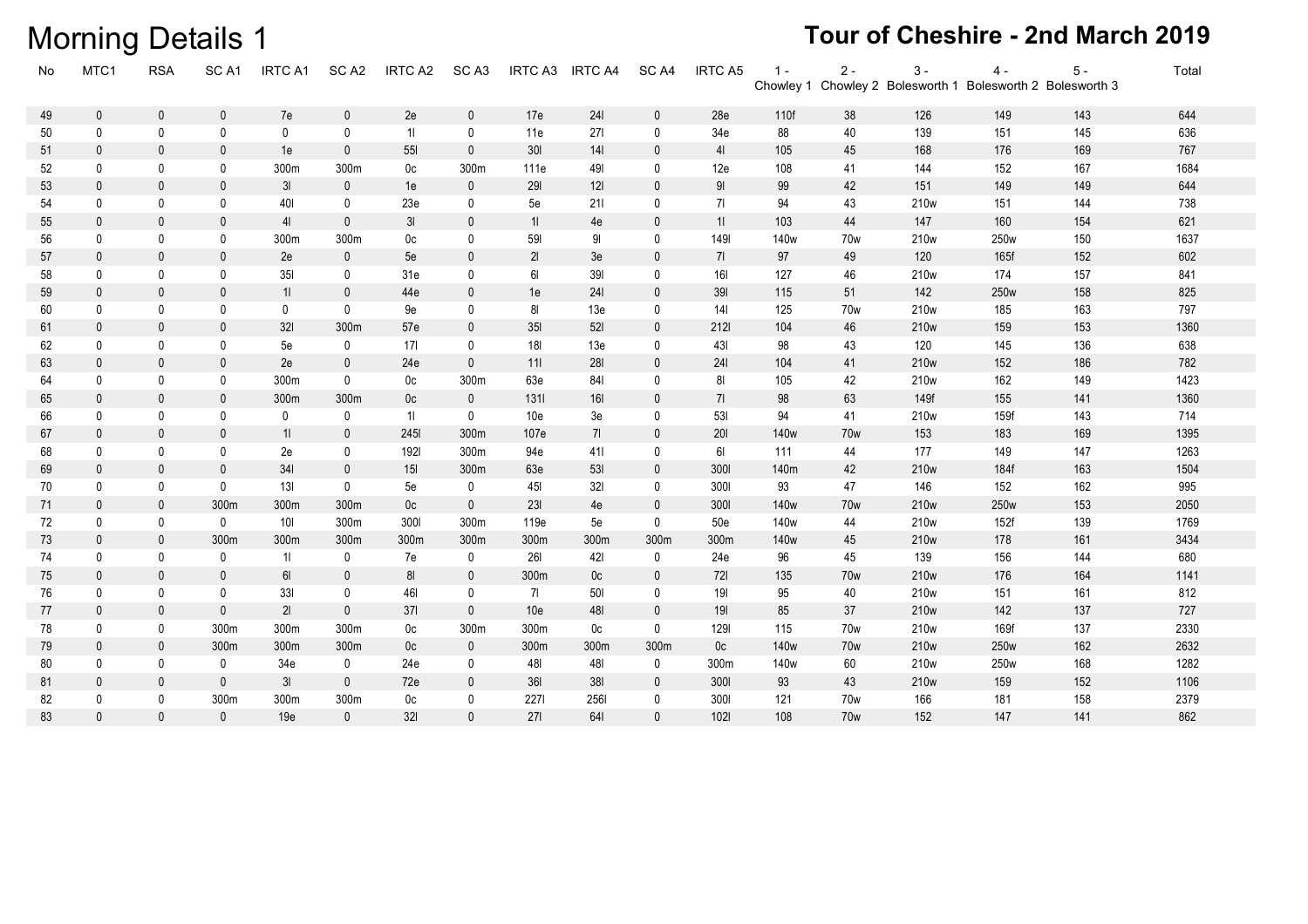# Morning Details 1

## Tour of Cheshire - 2nd March 2019

| No | MTC1 | RSA | SC A1 | IRTC A1 | SC A2 | IRTC A2 | SC A3 | IRTC A3 | IRTC A4 | SC A4 | IRTC A5 | 1 - Chowley 1 | 2 - Chowley 2 | 3 - Bolesworth 1 | 4 - Bolesworth 2 | 5 - Bolesworth 3 | Total |
|---|---|---|---|---|---|---|---|---|---|---|---|---|---|---|---|---|---|
| 49 | 0 | 0 | 0 | 7e | 0 | 2e | 0 | 17e | 24l | 0 | 28e | 110f | 38 | 126 | 149 | 143 | 644 |
| 50 | 0 | 0 | 0 | 0 | 0 | 1l | 0 | 11e | 27l | 0 | 34e | 88 | 40 | 139 | 151 | 145 | 636 |
| 51 | 0 | 0 | 0 | 1e | 0 | 55l | 0 | 30l | 14l | 0 | 4l | 105 | 45 | 168 | 176 | 169 | 767 |
| 52 | 0 | 0 | 0 | 300m | 300m | 0c | 300m | 111e | 49l | 0 | 12e | 108 | 41 | 144 | 152 | 167 | 1684 |
| 53 | 0 | 0 | 0 | 3l | 0 | 1e | 0 | 29l | 12l | 0 | 9l | 99 | 42 | 151 | 149 | 149 | 644 |
| 54 | 0 | 0 | 0 | 40l | 0 | 23e | 0 | 5e | 21l | 0 | 7l | 94 | 43 | 210w | 151 | 144 | 738 |
| 55 | 0 | 0 | 0 | 4l | 0 | 3l | 0 | 1l | 4e | 0 | 1l | 103 | 44 | 147 | 160 | 154 | 621 |
| 56 | 0 | 0 | 0 | 300m | 300m | 0c | 0 | 59l | 9l | 0 | 149l | 140w | 70w | 210w | 250w | 150 | 1637 |
| 57 | 0 | 0 | 0 | 2e | 0 | 5e | 0 | 2l | 3e | 0 | 7l | 97 | 49 | 120 | 165f | 152 | 602 |
| 58 | 0 | 0 | 0 | 35l | 0 | 31e | 0 | 6l | 39l | 0 | 16l | 127 | 46 | 210w | 174 | 157 | 841 |
| 59 | 0 | 0 | 0 | 1l | 0 | 44e | 0 | 1e | 24l | 0 | 39l | 115 | 51 | 142 | 250w | 158 | 825 |
| 60 | 0 | 0 | 0 | 0 | 0 | 9e | 0 | 8l | 13e | 0 | 14l | 125 | 70w | 210w | 185 | 163 | 797 |
| 61 | 0 | 0 | 0 | 32l | 300m | 57e | 0 | 35l | 52l | 0 | 212l | 104 | 46 | 210w | 159 | 153 | 1360 |
| 62 | 0 | 0 | 0 | 5e | 0 | 17l | 0 | 18l | 13e | 0 | 43l | 98 | 43 | 120 | 145 | 136 | 638 |
| 63 | 0 | 0 | 0 | 2e | 0 | 24e | 0 | 11l | 28l | 0 | 24l | 104 | 41 | 210w | 152 | 186 | 782 |
| 64 | 0 | 0 | 0 | 300m | 0 | 0c | 300m | 63e | 84l | 0 | 8l | 105 | 42 | 210w | 162 | 149 | 1423 |
| 65 | 0 | 0 | 0 | 300m | 300m | 0c | 0 | 131l | 16l | 0 | 7l | 98 | 63 | 149f | 155 | 141 | 1360 |
| 66 | 0 | 0 | 0 | 0 | 0 | 1l | 0 | 10e | 3e | 0 | 53l | 94 | 41 | 210w | 159f | 143 | 714 |
| 67 | 0 | 0 | 0 | 1l | 0 | 245l | 300m | 107e | 7l | 0 | 20l | 140w | 70w | 153 | 183 | 169 | 1395 |
| 68 | 0 | 0 | 0 | 2e | 0 | 192l | 300m | 94e | 41l | 0 | 6l | 111 | 44 | 177 | 149 | 147 | 1263 |
| 69 | 0 | 0 | 0 | 34l | 0 | 15l | 300m | 63e | 53l | 0 | 300l | 140m | 42 | 210w | 184f | 163 | 1504 |
| 70 | 0 | 0 | 0 | 13l | 0 | 5e | 0 | 45l | 32l | 0 | 300l | 93 | 47 | 146 | 152 | 162 | 995 |
| 71 | 0 | 0 | 300m | 300m | 300m | 0c | 0 | 23l | 4e | 0 | 300l | 140w | 70w | 210w | 250w | 153 | 2050 |
| 72 | 0 | 0 | 0 | 10l | 300m | 300l | 300m | 119e | 5e | 0 | 50e | 140w | 44 | 210w | 152f | 139 | 1769 |
| 73 | 0 | 0 | 300m | 300m | 300m | 300m | 300m | 300m | 300m | 300m | 300m | 140w | 45 | 210w | 178 | 161 | 3434 |
| 74 | 0 | 0 | 0 | 1l | 0 | 7e | 0 | 26l | 42l | 0 | 24e | 96 | 45 | 139 | 156 | 144 | 680 |
| 75 | 0 | 0 | 0 | 6l | 0 | 8l | 0 | 300m | 0c | 0 | 72l | 135 | 70w | 210w | 176 | 164 | 1141 |
| 76 | 0 | 0 | 0 | 33l | 0 | 46l | 0 | 7l | 50l | 0 | 19l | 95 | 40 | 210w | 151 | 161 | 812 |
| 77 | 0 | 0 | 0 | 2l | 0 | 37l | 0 | 10e | 48l | 0 | 19l | 85 | 37 | 210w | 142 | 137 | 727 |
| 78 | 0 | 0 | 300m | 300m | 300m | 0c | 300m | 300m | 0c | 0 | 129l | 115 | 70w | 210w | 169f | 137 | 2330 |
| 79 | 0 | 0 | 300m | 300m | 300m | 0c | 0 | 300m | 300m | 300m | 0c | 140w | 70w | 210w | 250w | 162 | 2632 |
| 80 | 0 | 0 | 0 | 34e | 0 | 24e | 0 | 48l | 48l | 0 | 300m | 140w | 60 | 210w | 250w | 168 | 1282 |
| 81 | 0 | 0 | 0 | 3l | 0 | 72e | 0 | 36l | 38l | 0 | 300l | 93 | 43 | 210w | 159 | 152 | 1106 |
| 82 | 0 | 0 | 300m | 300m | 300m | 0c | 0 | 227l | 256l | 0 | 300l | 121 | 70w | 166 | 181 | 158 | 2379 |
| 83 | 0 | 0 | 0 | 19e | 0 | 32l | 0 | 27l | 64l | 0 | 102l | 108 | 70w | 152 | 147 | 141 | 862 |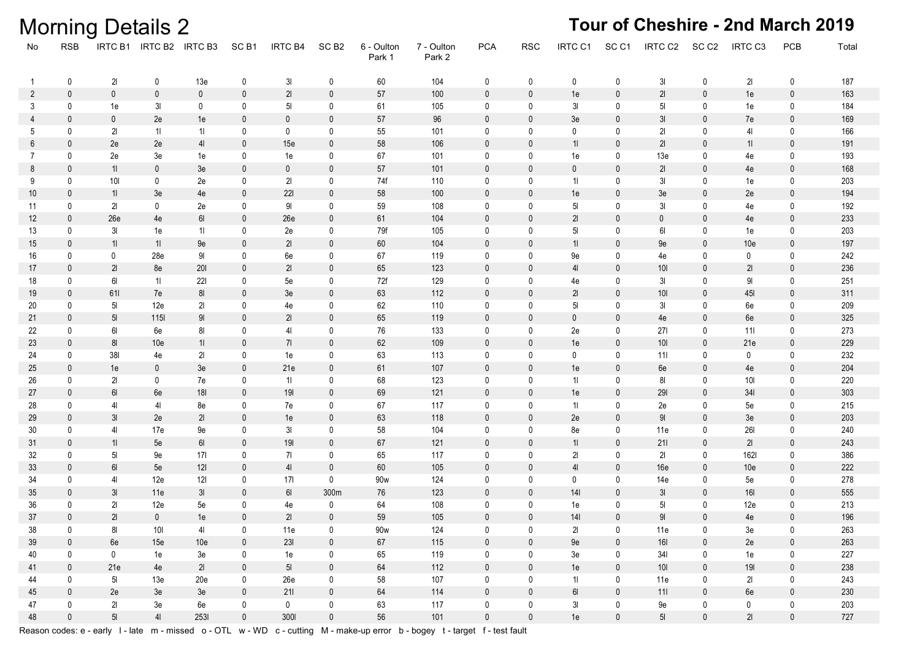# Morning Details 2

## Tour of Cheshire - 2nd March 2019

| No | RSB | IRTC B1 | IRTC B2 | IRTC B3 | SC B1 | IRTC B4 | SC B2 | 6 - Oulton Park 1 | 7 - Oulton Park 2 | PCA | RSC | IRTC C1 | SC C1 | IRTC C2 | SC C2 | IRTC C3 | PCB | Total |
|---|---|---|---|---|---|---|---|---|---|---|---|---|---|---|---|---|---|---|
| 1 | 0 | 2l | 0 | 13e | 0 | 3l | 0 | 60 | 104 | 0 | 0 | 0 | 0 | 3l | 0 | 2l | 0 | 187 |
| 2 | 0 | 0 | 0 | 0 | 0 | 2l | 0 | 57 | 100 | 0 | 0 | 1e | 0 | 2l | 0 | 1e | 0 | 163 |
| 3 | 0 | 1e | 3l | 0 | 0 | 5l | 0 | 61 | 105 | 0 | 0 | 3l | 0 | 5l | 0 | 1e | 0 | 184 |
| 4 | 0 | 0 | 2e | 1e | 0 | 0 | 0 | 57 | 96 | 0 | 0 | 3e | 0 | 3l | 0 | 7e | 0 | 169 |
| 5 | 0 | 2l | 1l | 1l | 0 | 0 | 0 | 55 | 101 | 0 | 0 | 0 | 0 | 2l | 0 | 4l | 0 | 166 |
| 6 | 0 | 2e | 2e | 4l | 0 | 15e | 0 | 58 | 106 | 0 | 0 | 1l | 0 | 2l | 0 | 1l | 0 | 191 |
| 7 | 0 | 2e | 3e | 1e | 0 | 1e | 0 | 67 | 101 | 0 | 0 | 1e | 0 | 13e | 0 | 4e | 0 | 193 |
| 8 | 0 | 1l | 0 | 3e | 0 | 0 | 0 | 57 | 101 | 0 | 0 | 0 | 0 | 2l | 0 | 4e | 0 | 168 |
| 9 | 0 | 10l | 0 | 2e | 0 | 2l | 0 | 74f | 110 | 0 | 0 | 1l | 0 | 3l | 0 | 1e | 0 | 203 |
| 10 | 0 | 1l | 3e | 4e | 0 | 22l | 0 | 58 | 100 | 0 | 0 | 1e | 0 | 3e | 0 | 2e | 0 | 194 |
| 11 | 0 | 2l | 0 | 2e | 0 | 9l | 0 | 59 | 108 | 0 | 0 | 5l | 0 | 3l | 0 | 4e | 0 | 192 |
| 12 | 0 | 26e | 4e | 6l | 0 | 26e | 0 | 61 | 104 | 0 | 0 | 2l | 0 | 0 | 0 | 4e | 0 | 233 |
| 13 | 0 | 3l | 1e | 1l | 0 | 2e | 0 | 79f | 105 | 0 | 0 | 5l | 0 | 6l | 0 | 1e | 0 | 203 |
| 15 | 0 | 1l | 1l | 9e | 0 | 2l | 0 | 60 | 104 | 0 | 0 | 1l | 0 | 9e | 0 | 10e | 0 | 197 |
| 16 | 0 | 0 | 28e | 9l | 0 | 6e | 0 | 67 | 119 | 0 | 0 | 9e | 0 | 4e | 0 | 0 | 0 | 242 |
| 17 | 0 | 2l | 8e | 20l | 0 | 2l | 0 | 65 | 123 | 0 | 0 | 4l | 0 | 10l | 0 | 2l | 0 | 236 |
| 18 | 0 | 6l | 1l | 22l | 0 | 5e | 0 | 72f | 129 | 0 | 0 | 4e | 0 | 3l | 0 | 9l | 0 | 251 |
| 19 | 0 | 61l | 7e | 8l | 0 | 3e | 0 | 63 | 112 | 0 | 0 | 2l | 0 | 10l | 0 | 45l | 0 | 311 |
| 20 | 0 | 5l | 12e | 2l | 0 | 4e | 0 | 62 | 110 | 0 | 0 | 5l | 0 | 3l | 0 | 6e | 0 | 209 |
| 21 | 0 | 5l | 115l | 9l | 0 | 2l | 0 | 65 | 119 | 0 | 0 | 0 | 0 | 4e | 0 | 6e | 0 | 325 |
| 22 | 0 | 6l | 6e | 8l | 0 | 4l | 0 | 76 | 133 | 0 | 0 | 2e | 0 | 27l | 0 | 11l | 0 | 273 |
| 23 | 0 | 8l | 10e | 1l | 0 | 7l | 0 | 62 | 109 | 0 | 0 | 1e | 0 | 10l | 0 | 21e | 0 | 229 |
| 24 | 0 | 38l | 4e | 2l | 0 | 1e | 0 | 63 | 113 | 0 | 0 | 0 | 0 | 11l | 0 | 0 | 0 | 232 |
| 25 | 0 | 1e | 0 | 3e | 0 | 21e | 0 | 61 | 107 | 0 | 0 | 1e | 0 | 6e | 0 | 4e | 0 | 204 |
| 26 | 0 | 2l | 0 | 7e | 0 | 1l | 0 | 68 | 123 | 0 | 0 | 1l | 0 | 8l | 0 | 10l | 0 | 220 |
| 27 | 0 | 6l | 6e | 18l | 0 | 19l | 0 | 69 | 121 | 0 | 0 | 1e | 0 | 29l | 0 | 34l | 0 | 303 |
| 28 | 0 | 4l | 4l | 8e | 0 | 7e | 0 | 67 | 117 | 0 | 0 | 1l | 0 | 2e | 0 | 5e | 0 | 215 |
| 29 | 0 | 3l | 2e | 2l | 0 | 1e | 0 | 63 | 118 | 0 | 0 | 2e | 0 | 9l | 0 | 3e | 0 | 203 |
| 30 | 0 | 4l | 17e | 9e | 0 | 3l | 0 | 58 | 104 | 0 | 0 | 8e | 0 | 11e | 0 | 26l | 0 | 240 |
| 31 | 0 | 1l | 5e | 6l | 0 | 19l | 0 | 67 | 121 | 0 | 0 | 1l | 0 | 21l | 0 | 2l | 0 | 243 |
| 32 | 0 | 5l | 9e | 17l | 0 | 7l | 0 | 65 | 117 | 0 | 0 | 2l | 0 | 2l | 0 | 162l | 0 | 386 |
| 33 | 0 | 6l | 5e | 12l | 0 | 4l | 0 | 60 | 105 | 0 | 0 | 4l | 0 | 16e | 0 | 10e | 0 | 222 |
| 34 | 0 | 4l | 12e | 12l | 0 | 17l | 0 | 90w | 124 | 0 | 0 | 0 | 0 | 14e | 0 | 5e | 0 | 278 |
| 35 | 0 | 3l | 11e | 3l | 0 | 6l | 300m | 76 | 123 | 0 | 0 | 14l | 0 | 3l | 0 | 16l | 0 | 555 |
| 36 | 0 | 2l | 12e | 5e | 0 | 4e | 0 | 64 | 108 | 0 | 0 | 1e | 0 | 5l | 0 | 12e | 0 | 213 |
| 37 | 0 | 2l | 0 | 1e | 0 | 2l | 0 | 59 | 105 | 0 | 0 | 14l | 0 | 9l | 0 | 4e | 0 | 196 |
| 38 | 0 | 8l | 10l | 4l | 0 | 11e | 0 | 90w | 124 | 0 | 0 | 2l | 0 | 11e | 0 | 3e | 0 | 263 |
| 39 | 0 | 6e | 15e | 10e | 0 | 23l | 0 | 67 | 115 | 0 | 0 | 9e | 0 | 16l | 0 | 2e | 0 | 263 |
| 40 | 0 | 0 | 1e | 3e | 0 | 1e | 0 | 65 | 119 | 0 | 0 | 3e | 0 | 34l | 0 | 1e | 0 | 227 |
| 41 | 0 | 21e | 4e | 2l | 0 | 5l | 0 | 64 | 112 | 0 | 0 | 1e | 0 | 10l | 0 | 19l | 0 | 238 |
| 44 | 0 | 5l | 13e | 20e | 0 | 26e | 0 | 58 | 107 | 0 | 0 | 1l | 0 | 11e | 0 | 2l | 0 | 243 |
| 45 | 0 | 2e | 3e | 3e | 0 | 21l | 0 | 64 | 114 | 0 | 0 | 6l | 0 | 11l | 0 | 6e | 0 | 230 |
| 47 | 0 | 2l | 3e | 6e | 0 | 0 | 0 | 63 | 117 | 0 | 0 | 3l | 0 | 9e | 0 | 0 | 0 | 203 |
| 48 | 0 | 5l | 4l | 253l | 0 | 300l | 0 | 56 | 101 | 0 | 0 | 1e | 0 | 5l | 0 | 2l | 0 | 727 |

Reason codes: e - early l - late m - missed o - OTL w - WD c - cutting M - make-up error b - bogey t - target f - test fault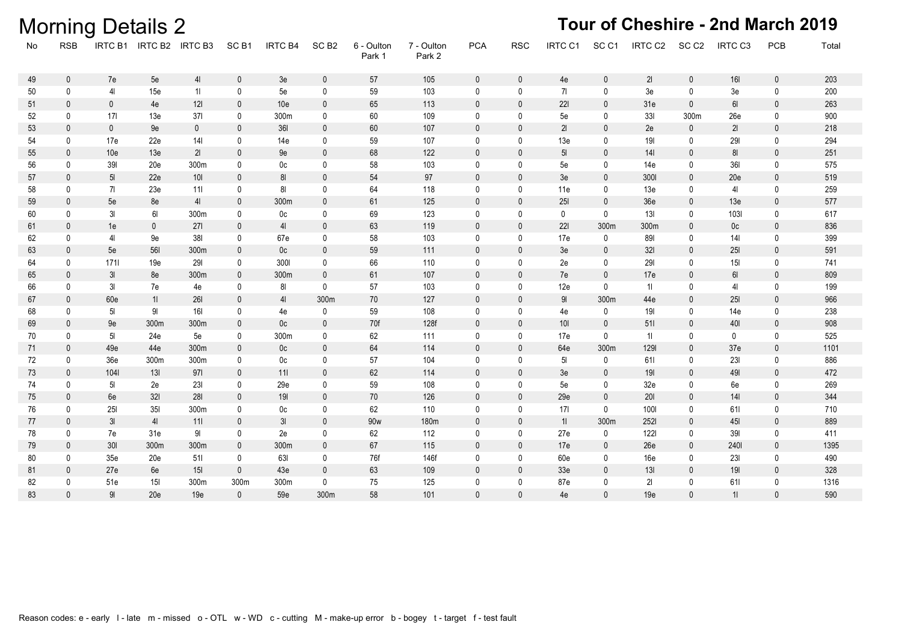# Morning Details 2

## Tour of Cheshire - 2nd March 2019

| No | RSB | IRTC B1 | IRTC B2 | IRTC B3 | SC B1 | IRTC B4 | SC B2 | 6 - Oulton Park 1 | 7 - Oulton Park 2 | PCA | RSC | IRTC C1 | SC C1 | IRTC C2 | SC C2 | IRTC C3 | PCB | Total |
|---|---|---|---|---|---|---|---|---|---|---|---|---|---|---|---|---|---|---|
| 49 | 0 | 7e | 5e | 4l | 0 | 3e | 0 | 57 | 105 | 0 | 0 | 4e | 0 | 2l | 0 | 16l | 0 | 203 |
| 50 | 0 | 4l | 15e | 1l | 0 | 5e | 0 | 59 | 103 | 0 | 0 | 7l | 0 | 3e | 0 | 3e | 0 | 200 |
| 51 | 0 | 0 | 4e | 12l | 0 | 10e | 0 | 65 | 113 | 0 | 0 | 22l | 0 | 31e | 0 | 6l | 0 | 263 |
| 52 | 0 | 17l | 13e | 37l | 0 | 300m | 0 | 60 | 109 | 0 | 0 | 5e | 0 | 33l | 300m | 26e | 0 | 900 |
| 53 | 0 | 0 | 9e | 0 | 0 | 36l | 0 | 60 | 107 | 0 | 0 | 2l | 0 | 2e | 0 | 2l | 0 | 218 |
| 54 | 0 | 17e | 22e | 14l | 0 | 14e | 0 | 59 | 107 | 0 | 0 | 13e | 0 | 19l | 0 | 29l | 0 | 294 |
| 55 | 0 | 10e | 13e | 2l | 0 | 9e | 0 | 68 | 122 | 0 | 0 | 5l | 0 | 14l | 0 | 8l | 0 | 251 |
| 56 | 0 | 39l | 20e | 300m | 0 | 0c | 0 | 58 | 103 | 0 | 0 | 5e | 0 | 14e | 0 | 36l | 0 | 575 |
| 57 | 0 | 5l | 22e | 10l | 0 | 8l | 0 | 54 | 97 | 0 | 0 | 3e | 0 | 300l | 0 | 20e | 0 | 519 |
| 58 | 0 | 7l | 23e | 11l | 0 | 8l | 0 | 64 | 118 | 0 | 0 | 11e | 0 | 13e | 0 | 4l | 0 | 259 |
| 59 | 0 | 5e | 8e | 4l | 0 | 300m | 0 | 61 | 125 | 0 | 0 | 25l | 0 | 36e | 0 | 13e | 0 | 577 |
| 60 | 0 | 3l | 6l | 300m | 0 | 0c | 0 | 69 | 123 | 0 | 0 | 0 | 0 | 13l | 0 | 103l | 0 | 617 |
| 61 | 0 | 1e | 0 | 27l | 0 | 4l | 0 | 63 | 119 | 0 | 0 | 22l | 300m | 300m | 0 | 0c | 0 | 836 |
| 62 | 0 | 4l | 9e | 38l | 0 | 67e | 0 | 58 | 103 | 0 | 0 | 17e | 0 | 89l | 0 | 14l | 0 | 399 |
| 63 | 0 | 5e | 56l | 300m | 0 | 0c | 0 | 59 | 111 | 0 | 0 | 3e | 0 | 32l | 0 | 25l | 0 | 591 |
| 64 | 0 | 171l | 19e | 29l | 0 | 300l | 0 | 66 | 110 | 0 | 0 | 2e | 0 | 29l | 0 | 15l | 0 | 741 |
| 65 | 0 | 3l | 8e | 300m | 0 | 300m | 0 | 61 | 107 | 0 | 0 | 7e | 0 | 17e | 0 | 6l | 0 | 809 |
| 66 | 0 | 3l | 7e | 4e | 0 | 8l | 0 | 57 | 103 | 0 | 0 | 12e | 0 | 1l | 0 | 4l | 0 | 199 |
| 67 | 0 | 60e | 1l | 26l | 0 | 4l | 300m | 70 | 127 | 0 | 0 | 9l | 300m | 44e | 0 | 25l | 0 | 966 |
| 68 | 0 | 5l | 9l | 16l | 0 | 4e | 0 | 59 | 108 | 0 | 0 | 4e | 0 | 19l | 0 | 14e | 0 | 238 |
| 69 | 0 | 9e | 300m | 300m | 0 | 0c | 0 | 70f | 128f | 0 | 0 | 10l | 0 | 51l | 0 | 40l | 0 | 908 |
| 70 | 0 | 5l | 24e | 5e | 0 | 300m | 0 | 62 | 111 | 0 | 0 | 17e | 0 | 1l | 0 | 0 | 0 | 525 |
| 71 | 0 | 49e | 44e | 300m | 0 | 0c | 0 | 64 | 114 | 0 | 0 | 64e | 300m | 129l | 0 | 37e | 0 | 1101 |
| 72 | 0 | 36e | 300m | 300m | 0 | 0c | 0 | 57 | 104 | 0 | 0 | 5l | 0 | 61l | 0 | 23l | 0 | 886 |
| 73 | 0 | 104l | 13l | 97l | 0 | 11l | 0 | 62 | 114 | 0 | 0 | 3e | 0 | 19l | 0 | 49l | 0 | 472 |
| 74 | 0 | 5l | 2e | 23l | 0 | 29e | 0 | 59 | 108 | 0 | 0 | 5e | 0 | 32e | 0 | 6e | 0 | 269 |
| 75 | 0 | 6e | 32l | 28l | 0 | 19l | 0 | 70 | 126 | 0 | 0 | 29e | 0 | 20l | 0 | 14l | 0 | 344 |
| 76 | 0 | 25l | 35l | 300m | 0 | 0c | 0 | 62 | 110 | 0 | 0 | 17l | 0 | 100l | 0 | 61l | 0 | 710 |
| 77 | 0 | 3l | 4l | 11l | 0 | 3l | 0 | 90w | 180m | 0 | 0 | 1l | 300m | 252l | 0 | 45l | 0 | 889 |
| 78 | 0 | 7e | 31e | 9l | 0 | 2e | 0 | 62 | 112 | 0 | 0 | 27e | 0 | 122l | 0 | 39l | 0 | 411 |
| 79 | 0 | 30l | 300m | 300m | 0 | 300m | 0 | 67 | 115 | 0 | 0 | 17e | 0 | 26e | 0 | 240l | 0 | 1395 |
| 80 | 0 | 35e | 20e | 51l | 0 | 63l | 0 | 76f | 146f | 0 | 0 | 60e | 0 | 16e | 0 | 23l | 0 | 490 |
| 81 | 0 | 27e | 6e | 15l | 0 | 43e | 0 | 63 | 109 | 0 | 0 | 33e | 0 | 13l | 0 | 19l | 0 | 328 |
| 82 | 0 | 51e | 15l | 300m | 300m | 300m | 0 | 75 | 125 | 0 | 0 | 87e | 0 | 2l | 0 | 61l | 0 | 1316 |
| 83 | 0 | 9l | 20e | 19e | 0 | 59e | 300m | 58 | 101 | 0 | 0 | 4e | 0 | 19e | 0 | 1l | 0 | 590 |

Reason codes: e - early l - late m - missed o - OTL w - WD c - cutting M - make-up error b - bogey t - target f - test fault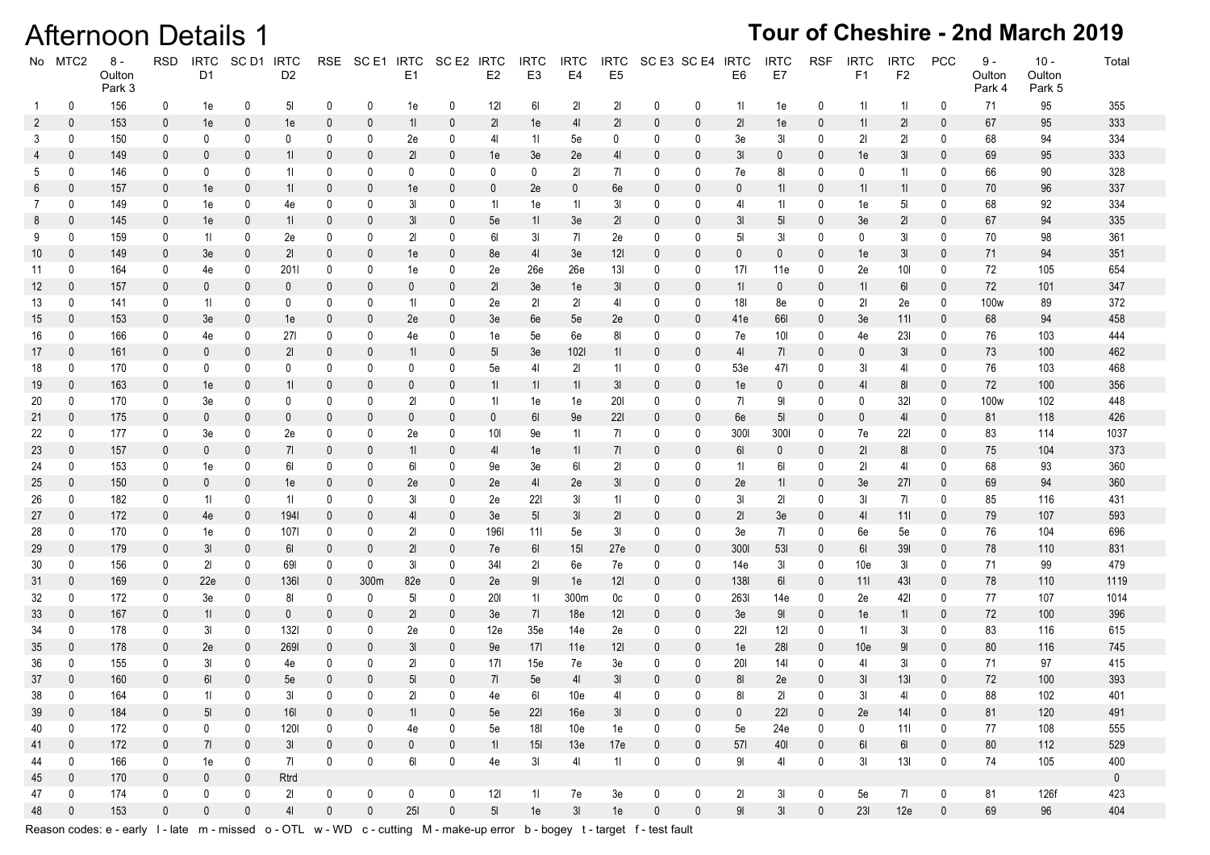# Afternoon Details 1

## Tour of Cheshire - 2nd March 2019

| No | MTC2 | 8 - Oulton Park 3 | RSD | IRTC D1 | SC D1 | IRTC D2 | RSE | SC E1 | IRTC E1 | SC E2 | IRTC E2 | IRTC E3 | IRTC E4 | IRTC E5 | SC E3 | SC E4 | IRTC E6 | IRTC E7 | RSF | IRTC F1 | IRTC F2 | PCC | 9 - Oulton Park 4 | 10 - Oulton Park 5 | Total |
|---|---|---|---|---|---|---|---|---|---|---|---|---|---|---|---|---|---|---|---|---|---|---|---|---|---|
| 1 | 0 | 156 | 0 | 1e | 0 | 5l | 0 | 0 | 1e | 0 | 12l | 6l | 2l | 2l | 0 | 0 | 1l | 1e | 0 | 1l | 1l | 0 | 71 | 95 | 355 |
| 2 | 0 | 153 | 0 | 1e | 0 | 1e | 0 | 0 | 1l | 0 | 2l | 1e | 4l | 2l | 0 | 0 | 2l | 1e | 0 | 1l | 2l | 0 | 67 | 95 | 333 |
| 3 | 0 | 150 | 0 | 0 | 0 | 0 | 0 | 0 | 2e | 0 | 4l | 1l | 5e | 0 | 0 | 0 | 3e | 3l | 0 | 2l | 2l | 0 | 68 | 94 | 334 |
| 4 | 0 | 149 | 0 | 0 | 0 | 1l | 0 | 0 | 2l | 0 | 1e | 3e | 2e | 4l | 0 | 0 | 3l | 0 | 0 | 1e | 3l | 0 | 69 | 95 | 333 |
| 5 | 0 | 146 | 0 | 0 | 0 | 1l | 0 | 0 | 0 | 0 | 0 | 0 | 2l | 7l | 0 | 0 | 7e | 8l | 0 | 0 | 1l | 0 | 66 | 90 | 328 |
| 6 | 0 | 157 | 0 | 1e | 0 | 1l | 0 | 0 | 1e | 0 | 0 | 2e | 0 | 6e | 0 | 0 | 0 | 1l | 0 | 1l | 1l | 0 | 70 | 96 | 337 |
| 7 | 0 | 149 | 0 | 1e | 0 | 4e | 0 | 0 | 3l | 0 | 1l | 1e | 1l | 3l | 0 | 0 | 4l | 1l | 0 | 1e | 5l | 0 | 68 | 92 | 334 |
| 8 | 0 | 145 | 0 | 1e | 0 | 1l | 0 | 0 | 3l | 0 | 5e | 1l | 3e | 2l | 0 | 0 | 3l | 5l | 0 | 3e | 2l | 0 | 67 | 94 | 335 |
| 9 | 0 | 159 | 0 | 1l | 0 | 2e | 0 | 0 | 2l | 0 | 6l | 3l | 7l | 2e | 0 | 0 | 5l | 3l | 0 | 0 | 3l | 0 | 70 | 98 | 361 |
| 10 | 0 | 149 | 0 | 3e | 0 | 2l | 0 | 0 | 1e | 0 | 8e | 4l | 3e | 12l | 0 | 0 | 0 | 0 | 0 | 1e | 3l | 0 | 71 | 94 | 351 |
| 11 | 0 | 164 | 0 | 4e | 0 | 201l | 0 | 0 | 1e | 0 | 2e | 26e | 26e | 13l | 0 | 0 | 17l | 11e | 0 | 2e | 10l | 0 | 72 | 105 | 654 |
| 12 | 0 | 157 | 0 | 0 | 0 | 0 | 0 | 0 | 0 | 0 | 2l | 3e | 1e | 3l | 0 | 0 | 1l | 0 | 0 | 1l | 6l | 0 | 72 | 101 | 347 |
| 13 | 0 | 141 | 0 | 1l | 0 | 0 | 0 | 0 | 1l | 0 | 2e | 2l | 2l | 4l | 0 | 0 | 18l | 8e | 0 | 2l | 2e | 0 | 100w | 89 | 372 |
| 15 | 0 | 153 | 0 | 3e | 0 | 1e | 0 | 0 | 2e | 0 | 3e | 6e | 5e | 2e | 0 | 0 | 41e | 66l | 0 | 3e | 11l | 0 | 68 | 94 | 458 |
| 16 | 0 | 166 | 0 | 4e | 0 | 27l | 0 | 0 | 4e | 0 | 1e | 5e | 6e | 8l | 0 | 0 | 7e | 10l | 0 | 4e | 23l | 0 | 76 | 103 | 444 |
| 17 | 0 | 161 | 0 | 0 | 0 | 2l | 0 | 0 | 1l | 0 | 5l | 3e | 102l | 1l | 0 | 0 | 4l | 7l | 0 | 0 | 3l | 0 | 73 | 100 | 462 |
| 18 | 0 | 170 | 0 | 0 | 0 | 0 | 0 | 0 | 0 | 0 | 5e | 4l | 2l | 1l | 0 | 0 | 53e | 47l | 0 | 3l | 4l | 0 | 76 | 103 | 468 |
| 19 | 0 | 163 | 0 | 1e | 0 | 1l | 0 | 0 | 0 | 0 | 1l | 1l | 1l | 3l | 0 | 0 | 1e | 0 | 0 | 4l | 8l | 0 | 72 | 100 | 356 |
| 20 | 0 | 170 | 0 | 3e | 0 | 0 | 0 | 0 | 2l | 0 | 1l | 1e | 1e | 20l | 0 | 0 | 7l | 9l | 0 | 0 | 32l | 0 | 100w | 102 | 448 |
| 21 | 0 | 175 | 0 | 0 | 0 | 0 | 0 | 0 | 0 | 0 | 0 | 6l | 9e | 22l | 0 | 0 | 6e | 5l | 0 | 0 | 4l | 0 | 81 | 118 | 426 |
| 22 | 0 | 177 | 0 | 3e | 0 | 2e | 0 | 0 | 2e | 0 | 10l | 9e | 1l | 7l | 0 | 0 | 300l | 300l | 0 | 7e | 22l | 0 | 83 | 114 | 1037 |
| 23 | 0 | 157 | 0 | 0 | 0 | 7l | 0 | 0 | 1l | 0 | 4l | 1e | 1l | 7l | 0 | 0 | 6l | 0 | 0 | 2l | 8l | 0 | 75 | 104 | 373 |
| 24 | 0 | 153 | 0 | 1e | 0 | 6l | 0 | 0 | 6l | 0 | 9e | 3e | 6l | 2l | 0 | 0 | 1l | 6l | 0 | 2l | 4l | 0 | 68 | 93 | 360 |
| 25 | 0 | 150 | 0 | 0 | 0 | 1e | 0 | 0 | 2e | 0 | 2e | 4l | 2e | 3l | 0 | 0 | 2e | 1l | 0 | 3e | 27l | 0 | 69 | 94 | 360 |
| 26 | 0 | 182 | 0 | 1l | 0 | 1l | 0 | 0 | 3l | 0 | 2e | 22l | 3l | 1l | 0 | 0 | 3l | 2l | 0 | 3l | 7l | 0 | 85 | 116 | 431 |
| 27 | 0 | 172 | 0 | 4e | 0 | 194l | 0 | 0 | 4l | 0 | 3e | 5l | 3l | 2l | 0 | 0 | 2l | 3e | 0 | 4l | 11l | 0 | 79 | 107 | 593 |
| 28 | 0 | 170 | 0 | 1e | 0 | 107l | 0 | 0 | 2l | 0 | 196l | 11l | 5e | 3l | 0 | 0 | 3e | 7l | 0 | 6e | 5e | 0 | 76 | 104 | 696 |
| 29 | 0 | 179 | 0 | 3l | 0 | 6l | 0 | 0 | 2l | 0 | 7e | 6l | 15l | 27e | 0 | 0 | 300l | 53l | 0 | 6l | 39l | 0 | 78 | 110 | 831 |
| 30 | 0 | 156 | 0 | 2l | 0 | 69l | 0 | 0 | 3l | 0 | 34l | 2l | 6e | 7e | 0 | 0 | 14e | 3l | 0 | 10e | 3l | 0 | 71 | 99 | 479 |
| 31 | 0 | 169 | 0 | 22e | 0 | 136l | 0 | 300m | 82e | 0 | 2e | 9l | 1e | 12l | 0 | 0 | 138l | 6l | 0 | 11l | 43l | 0 | 78 | 110 | 1119 |
| 32 | 0 | 172 | 0 | 3e | 0 | 8l | 0 | 0 | 5l | 0 | 20l | 1l | 300m | 0c | 0 | 0 | 263l | 14e | 0 | 2e | 42l | 0 | 77 | 107 | 1014 |
| 33 | 0 | 167 | 0 | 1l | 0 | 0 | 0 | 0 | 2l | 0 | 3e | 7l | 18e | 12l | 0 | 0 | 3e | 9l | 0 | 1e | 1l | 0 | 72 | 100 | 396 |
| 34 | 0 | 178 | 0 | 3l | 0 | 132l | 0 | 0 | 2e | 0 | 12e | 35e | 14e | 2e | 0 | 0 | 22l | 12l | 0 | 1l | 3l | 0 | 83 | 116 | 615 |
| 35 | 0 | 178 | 0 | 2e | 0 | 269l | 0 | 0 | 3l | 0 | 9e | 17l | 11e | 12l | 0 | 0 | 1e | 28l | 0 | 10e | 9l | 0 | 80 | 116 | 745 |
| 36 | 0 | 155 | 0 | 3l | 0 | 4e | 0 | 0 | 2l | 0 | 17l | 15e | 7e | 3e | 0 | 0 | 20l | 14l | 0 | 4l | 3l | 0 | 71 | 97 | 415 |
| 37 | 0 | 160 | 0 | 6l | 0 | 5e | 0 | 0 | 5l | 0 | 7l | 5e | 4l | 3l | 0 | 0 | 8l | 2e | 0 | 3l | 13l | 0 | 72 | 100 | 393 |
| 38 | 0 | 164 | 0 | 1l | 0 | 3l | 0 | 0 | 2l | 0 | 4e | 6l | 10e | 4l | 0 | 0 | 8l | 2l | 0 | 3l | 4l | 0 | 88 | 102 | 401 |
| 39 | 0 | 184 | 0 | 5l | 0 | 16l | 0 | 0 | 1l | 0 | 5e | 22l | 16e | 3l | 0 | 0 | 0 | 22l | 0 | 2e | 14l | 0 | 81 | 120 | 491 |
| 40 | 0 | 172 | 0 | 0 | 0 | 120l | 0 | 0 | 4e | 0 | 5e | 18l | 10e | 1e | 0 | 0 | 5e | 24e | 0 | 0 | 11l | 0 | 77 | 108 | 555 |
| 41 | 0 | 172 | 0 | 7l | 0 | 3l | 0 | 0 | 0 | 0 | 1l | 15l | 13e | 17e | 0 | 0 | 57l | 40l | 0 | 6l | 6l | 0 | 80 | 112 | 529 |
| 44 | 0 | 166 | 0 | 1e | 0 | 7l | 0 | 0 | 6l | 0 | 4e | 3l | 4l | 1l | 0 | 0 | 9l | 4l | 0 | 3l | 13l | 0 | 74 | 105 | 400 |
| 45 | 0 | 170 | 0 | 0 | 0 | Rtrd | | | | | | | | | | | | | | | | | | | 0 |
| 47 | 0 | 174 | 0 | 0 | 0 | 2l | 0 | 0 | 0 | 0 | 12l | 1l | 7e | 3e | 0 | 0 | 2l | 3l | 0 | 5e | 7l | 0 | 81 | 126f | 423 |
| 48 | 0 | 153 | 0 | 0 | 0 | 4l | 0 | 0 | 25l | 0 | 5l | 1e | 3l | 1e | 0 | 0 | 9l | 3l | 0 | 23l | 12e | 0 | 69 | 96 | 404 |

Reason codes: e - early l - late m - missed o - OTL w - WD c - cutting M - make-up error b - bogey t - target f - test fault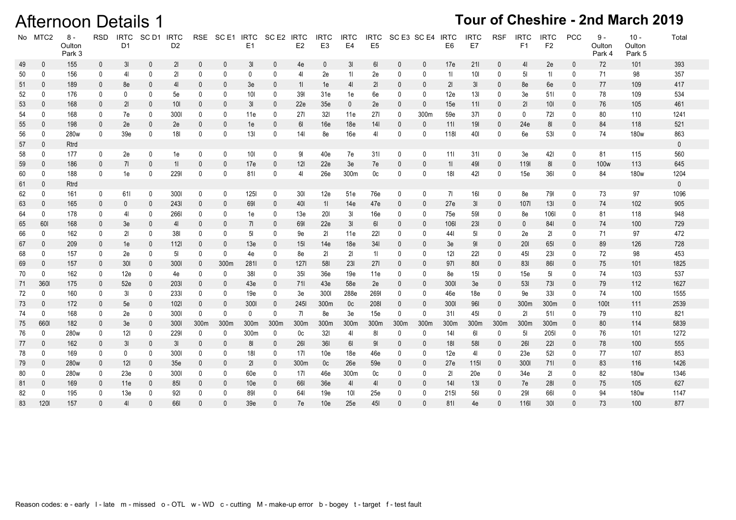# Afternoon Details 1

## Tour of Cheshire - 2nd March 2019

| No | MTC2 | 8 - Oulton Park 3 | RSD | IRTC D1 | SC D1 | IRTC D2 | RSE | SC E1 | IRTC E1 | SC E2 | IRTC E2 | IRTC E3 | IRTC E4 | IRTC E5 | SC E3 | SC E4 | IRTC E6 | IRTC E7 | RSF | IRTC F1 | IRTC F2 | PCC | 9 - Oulton Park 4 | 10 - Oulton Park 5 | Total |
|---|---|---|---|---|---|---|---|---|---|---|---|---|---|---|---|---|---|---|---|---|---|---|---|---|---|
| 49 | 0 | 155 | 0 | 3l | 0 | 2l | 0 | 0 | 3l | 0 | 4e | 0 | 3l | 6l | 0 | 0 | 17e | 21l | 0 | 4l | 2e | 0 | 72 | 101 | 393 |
| 50 | 0 | 156 | 0 | 4l | 0 | 2l | 0 | 0 | 0 | 0 | 4l | 2e | 1l | 2e | 0 | 0 | 1l | 10l | 0 | 5l | 1l | 0 | 71 | 98 | 357 |
| 51 | 0 | 189 | 0 | 8e | 0 | 4l | 0 | 0 | 3e | 0 | 1l | 1e | 4l | 2l | 0 | 0 | 2l | 3l | 0 | 8e | 6e | 0 | 77 | 109 | 417 |
| 52 | 0 | 176 | 0 | 0 | 0 | 5e | 0 | 0 | 10l | 0 | 39l | 31e | 1e | 6e | 0 | 0 | 12e | 13l | 0 | 3e | 51l | 0 | 78 | 109 | 534 |
| 53 | 0 | 168 | 0 | 2l | 0 | 10l | 0 | 0 | 3l | 0 | 22e | 35e | 0 | 2e | 0 | 0 | 15e | 11l | 0 | 2l | 10l | 0 | 76 | 105 | 461 |
| 54 | 0 | 168 | 0 | 7e | 0 | 300l | 0 | 0 | 11e | 0 | 27l | 32l | 11e | 27l | 0 | 300m | 59e | 37l | 0 | 0 | 72l | 0 | 80 | 110 | 1241 |
| 55 | 0 | 198 | 0 | 2e | 0 | 2e | 0 | 0 | 1e | 0 | 6l | 16e | 18e | 14l | 0 | 0 | 11l | 19l | 0 | 24e | 8l | 0 | 84 | 118 | 521 |
| 56 | 0 | 280w | 0 | 39e | 0 | 18l | 0 | 0 | 13l | 0 | 14l | 8e | 16e | 4l | 0 | 0 | 118l | 40l | 0 | 6e | 53l | 0 | 74 | 180w | 863 |
| 57 | 0 | Rtrd | | | | | | | | | | | | | | | | | | | | | | | 0 |
| 58 | 0 | 177 | 0 | 2e | 0 | 1e | 0 | 0 | 10l | 0 | 9l | 40e | 7e | 31l | 0 | 0 | 11l | 31l | 0 | 3e | 42l | 0 | 81 | 115 | 560 |
| 59 | 0 | 186 | 0 | 7l | 0 | 1l | 0 | 0 | 17e | 0 | 12l | 22e | 3e | 7e | 0 | 0 | 1l | 49l | 0 | 119l | 8l | 0 | 100w | 113 | 645 |
| 60 | 0 | 188 | 0 | 1e | 0 | 229l | 0 | 0 | 81l | 0 | 4l | 26e | 300m | 0c | 0 | 0 | 18l | 42l | 0 | 15e | 36l | 0 | 84 | 180w | 1204 |
| 61 | 0 | Rtrd | | | | | | | | | | | | | | | | | | | | | | | 0 |
| 62 | 0 | 161 | 0 | 61l | 0 | 300l | 0 | 0 | 125l | 0 | 30l | 12e | 51e | 76e | 0 | 0 | 7l | 16l | 0 | 8e | 79l | 0 | 73 | 97 | 1096 |
| 63 | 0 | 165 | 0 | 0 | 0 | 243l | 0 | 0 | 69l | 0 | 40l | 1l | 14e | 47e | 0 | 0 | 27e | 3l | 0 | 107l | 13l | 0 | 74 | 102 | 905 |
| 64 | 0 | 178 | 0 | 4l | 0 | 266l | 0 | 0 | 1e | 0 | 13e | 20l | 3l | 16e | 0 | 0 | 75e | 59l | 0 | 8e | 106l | 0 | 81 | 118 | 948 |
| 65 | 60l | 168 | 0 | 3e | 0 | 4l | 0 | 0 | 7l | 0 | 69l | 22e | 3l | 6l | 0 | 0 | 106l | 23l | 0 | 0 | 84l | 0 | 74 | 100 | 729 |
| 66 | 0 | 162 | 0 | 2l | 0 | 38l | 0 | 0 | 5l | 0 | 9e | 2l | 11e | 22l | 0 | 0 | 44l | 5l | 0 | 2e | 2l | 0 | 71 | 97 | 472 |
| 67 | 0 | 209 | 0 | 1e | 0 | 112l | 0 | 0 | 13e | 0 | 15l | 14e | 18e | 34l | 0 | 0 | 3e | 9l | 0 | 20l | 65l | 0 | 89 | 126 | 728 |
| 68 | 0 | 157 | 0 | 2e | 0 | 5l | 0 | 0 | 4e | 0 | 8e | 2l | 2l | 1l | 0 | 0 | 12l | 22l | 0 | 45l | 23l | 0 | 72 | 98 | 453 |
| 69 | 0 | 157 | 0 | 30l | 0 | 300l | 0 | 300m | 281l | 0 | 127l | 58l | 23l | 27l | 0 | 0 | 97l | 80l | 0 | 83l | 86l | 0 | 75 | 101 | 1825 |
| 70 | 0 | 162 | 0 | 12e | 0 | 4e | 0 | 0 | 38l | 0 | 35l | 36e | 19e | 11e | 0 | 0 | 8e | 15l | 0 | 15e | 5l | 0 | 74 | 103 | 537 |
| 71 | 360l | 175 | 0 | 52e | 0 | 203l | 0 | 0 | 43e | 0 | 71l | 43e | 58e | 2e | 0 | 0 | 300l | 3e | 0 | 53l | 73l | 0 | 79 | 112 | 1627 |
| 72 | 0 | 160 | 0 | 3l | 0 | 233l | 0 | 0 | 19e | 0 | 3e | 300l | 288e | 269l | 0 | 0 | 46e | 18e | 0 | 9e | 33l | 0 | 74 | 100 | 1555 |
| 73 | 0 | 172 | 0 | 5e | 0 | 102l | 0 | 0 | 300l | 0 | 245l | 300m | 0c | 208l | 0 | 0 | 300l | 96l | 0 | 300m | 300m | 0 | 100t | 111 | 2539 |
| 74 | 0 | 168 | 0 | 2e | 0 | 300l | 0 | 0 | 0 | 0 | 7l | 8e | 3e | 15e | 0 | 0 | 31l | 45l | 0 | 2l | 51l | 0 | 79 | 110 | 821 |
| 75 | 660l | 182 | 0 | 3e | 0 | 300l | 300m | 300m | 300m | 300m | 300m | 300m | 300m | 300m | 300m | 300m | 300m | 300m | 300m | 300m | 300m | 0 | 80 | 114 | 5839 |
| 76 | 0 | 280w | 0 | 12l | 0 | 229l | 0 | 0 | 300m | 0 | 0c | 32l | 4l | 8l | 0 | 0 | 14l | 6l | 0 | 5l | 205l | 0 | 76 | 101 | 1272 |
| 77 | 0 | 162 | 0 | 3l | 0 | 3l | 0 | 0 | 8l | 0 | 26l | 36l | 6l | 9l | 0 | 0 | 18l | 58l | 0 | 26l | 22l | 0 | 78 | 100 | 555 |
| 78 | 0 | 169 | 0 | 0 | 0 | 300l | 0 | 0 | 18l | 0 | 17l | 10e | 18e | 46e | 0 | 0 | 12e | 4l | 0 | 23e | 52l | 0 | 77 | 107 | 853 |
| 79 | 0 | 280w | 0 | 12l | 0 | 35e | 0 | 0 | 2l | 0 | 300m | 0c | 26e | 59e | 0 | 0 | 27e | 115l | 0 | 300l | 71l | 0 | 83 | 116 | 1426 |
| 80 | 0 | 280w | 0 | 23e | 0 | 300l | 0 | 0 | 60e | 0 | 17l | 46e | 300m | 0c | 0 | 0 | 2l | 20e | 0 | 34e | 2l | 0 | 82 | 180w | 1346 |
| 81 | 0 | 169 | 0 | 11e | 0 | 85l | 0 | 0 | 10e | 0 | 66l | 36e | 4l | 4l | 0 | 0 | 14l | 13l | 0 | 7e | 28l | 0 | 75 | 105 | 627 |
| 82 | 0 | 195 | 0 | 13e | 0 | 92l | 0 | 0 | 89l | 0 | 64l | 19e | 10l | 25e | 0 | 0 | 215l | 56l | 0 | 29l | 66l | 0 | 94 | 180w | 1147 |
| 83 | 120l | 157 | 0 | 4l | 0 | 66l | 0 | 0 | 39e | 0 | 7e | 10e | 25e | 45l | 0 | 0 | 81l | 4e | 0 | 116l | 30l | 0 | 73 | 100 | 877 |

Reason codes: e - early l - late m - missed o - OTL w - WD c - cutting M - make-up error b - bogey t - target f - test fault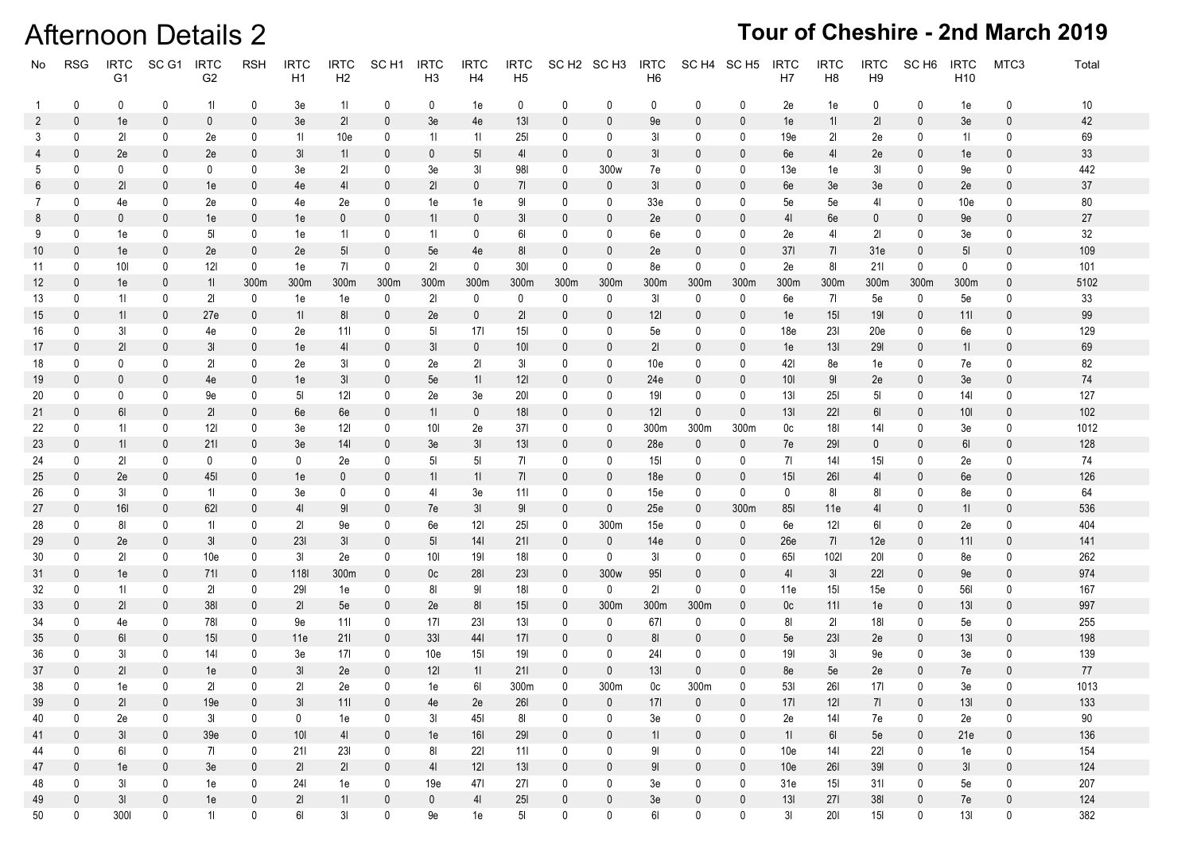# Afternoon Details 2

## Tour of Cheshire - 2nd March 2019

| No | RSG | IRTC G1 | SC G1 | IRTC G2 | RSH | IRTC H1 | IRTC H2 | SC H1 | IRTC H3 | IRTC H4 | IRTC H5 | SC H2 | SC H3 | IRTC H6 | SC H4 | SC H5 | IRTC H7 | IRTC H8 | IRTC H9 | SC H6 | IRTC H10 | MTC3 | Total |
|---|---|---|---|---|---|---|---|---|---|---|---|---|---|---|---|---|---|---|---|---|---|---|---|
| 1 | 0 | 0 | 0 | 1l | 0 | 3e | 1l | 0 | 0 | 1e | 0 | 0 | 0 | 0 | 0 | 0 | 2e | 1e | 0 | 0 | 1e | 0 | 10 |
| 2 | 0 | 1e | 0 | 0 | 0 | 3e | 2l | 0 | 3e | 4e | 13l | 0 | 0 | 9e | 0 | 0 | 1e | 1l | 2l | 0 | 3e | 0 | 42 |
| 3 | 0 | 2l | 0 | 2e | 0 | 1l | 10e | 0 | 1l | 1l | 25l | 0 | 0 | 3l | 0 | 0 | 19e | 2l | 2e | 0 | 1l | 0 | 69 |
| 4 | 0 | 2e | 0 | 2e | 0 | 3l | 1l | 0 | 0 | 5l | 4l | 0 | 0 | 3l | 0 | 0 | 6e | 4l | 2e | 0 | 1e | 0 | 33 |
| 5 | 0 | 0 | 0 | 0 | 0 | 3e | 2l | 0 | 3e | 3l | 98l | 0 | 300w | 7e | 0 | 0 | 13e | 1e | 3l | 0 | 9e | 0 | 442 |
| 6 | 0 | 2l | 0 | 1e | 0 | 4e | 4l | 0 | 2l | 0 | 7l | 0 | 0 | 3l | 0 | 0 | 6e | 3e | 3e | 0 | 2e | 0 | 37 |
| 7 | 0 | 4e | 0 | 2e | 0 | 4e | 2e | 0 | 1e | 1e | 9l | 0 | 0 | 33e | 0 | 0 | 5e | 5e | 4l | 0 | 10e | 0 | 80 |
| 8 | 0 | 0 | 0 | 1e | 0 | 1e | 0 | 0 | 1l | 0 | 3l | 0 | 0 | 2e | 0 | 0 | 4l | 6e | 0 | 0 | 9e | 0 | 27 |
| 9 | 0 | 1e | 0 | 5l | 0 | 1e | 1l | 0 | 1l | 0 | 6l | 0 | 0 | 6e | 0 | 0 | 2e | 4l | 2l | 0 | 3e | 0 | 32 |
| 10 | 0 | 1e | 0 | 2e | 0 | 2e | 5l | 0 | 5e | 4e | 8l | 0 | 0 | 2e | 0 | 0 | 37l | 7l | 31e | 0 | 5l | 0 | 109 |
| 11 | 0 | 10l | 0 | 12l | 0 | 1e | 7l | 0 | 2l | 0 | 30l | 0 | 0 | 8e | 0 | 0 | 2e | 8l | 21l | 0 | 0 | 0 | 101 |
| 12 | 0 | 1e | 0 | 1l | 300m | 300m | 300m | 300m | 300m | 300m | 300m | 300m | 300m | 300m | 300m | 300m | 300m | 300m | 300m | 300m | 300m | 0 | 5102 |
| 13 | 0 | 1l | 0 | 2l | 0 | 1e | 1e | 0 | 2l | 0 | 0 | 0 | 0 | 3l | 0 | 0 | 6e | 7l | 5e | 0 | 5e | 0 | 33 |
| 15 | 0 | 1l | 0 | 27e | 0 | 1l | 8l | 0 | 2e | 0 | 2l | 0 | 0 | 12l | 0 | 0 | 1e | 15l | 19l | 0 | 11l | 0 | 99 |
| 16 | 0 | 3l | 0 | 4e | 0 | 2e | 11l | 0 | 5l | 17l | 15l | 0 | 0 | 5e | 0 | 0 | 18e | 23l | 20e | 0 | 6e | 0 | 129 |
| 17 | 0 | 2l | 0 | 3l | 0 | 1e | 4l | 0 | 3l | 0 | 10l | 0 | 0 | 2l | 0 | 0 | 1e | 13l | 29l | 0 | 1l | 0 | 69 |
| 18 | 0 | 0 | 0 | 2l | 0 | 2e | 3l | 0 | 2e | 2l | 3l | 0 | 0 | 10e | 0 | 0 | 42l | 8e | 1e | 0 | 7e | 0 | 82 |
| 19 | 0 | 0 | 0 | 4e | 0 | 1e | 3l | 0 | 5e | 1l | 12l | 0 | 0 | 24e | 0 | 0 | 10l | 9l | 2e | 0 | 3e | 0 | 74 |
| 20 | 0 | 0 | 0 | 9e | 0 | 5l | 12l | 0 | 2e | 3e | 20l | 0 | 0 | 19l | 0 | 0 | 13l | 25l | 5l | 0 | 14l | 0 | 127 |
| 21 | 0 | 6l | 0 | 2l | 0 | 6e | 6e | 0 | 1l | 0 | 18l | 0 | 0 | 12l | 0 | 0 | 13l | 22l | 6l | 0 | 10l | 0 | 102 |
| 22 | 0 | 1l | 0 | 12l | 0 | 3e | 12l | 0 | 10l | 2e | 37l | 0 | 0 | 300m | 300m | 300m | 0c | 18l | 14l | 0 | 3e | 0 | 1012 |
| 23 | 0 | 1l | 0 | 21l | 0 | 3e | 14l | 0 | 3e | 3l | 13l | 0 | 0 | 28e | 0 | 0 | 7e | 29l | 0 | 0 | 6l | 0 | 128 |
| 24 | 0 | 2l | 0 | 0 | 0 | 0 | 2e | 0 | 5l | 5l | 7l | 0 | 0 | 15l | 0 | 0 | 7l | 14l | 15l | 0 | 2e | 0 | 74 |
| 25 | 0 | 2e | 0 | 45l | 0 | 1e | 0 | 0 | 1l | 1l | 7l | 0 | 0 | 18e | 0 | 0 | 15l | 26l | 4l | 0 | 6e | 0 | 126 |
| 26 | 0 | 3l | 0 | 1l | 0 | 3e | 0 | 0 | 4l | 3e | 11l | 0 | 0 | 15e | 0 | 0 | 0 | 8l | 8l | 0 | 8e | 0 | 64 |
| 27 | 0 | 16l | 0 | 62l | 0 | 4l | 9l | 0 | 7e | 3l | 9l | 0 | 0 | 25e | 0 | 300m | 85l | 11e | 4l | 0 | 1l | 0 | 536 |
| 28 | 0 | 8l | 0 | 1l | 0 | 2l | 9e | 0 | 6e | 12l | 25l | 0 | 300m | 15e | 0 | 0 | 6e | 12l | 6l | 0 | 2e | 0 | 404 |
| 29 | 0 | 2e | 0 | 3l | 0 | 23l | 3l | 0 | 5l | 14l | 21l | 0 | 0 | 14e | 0 | 0 | 26e | 7l | 12e | 0 | 11l | 0 | 141 |
| 30 | 0 | 2l | 0 | 10e | 0 | 3l | 2e | 0 | 10l | 19l | 18l | 0 | 0 | 3l | 0 | 0 | 65l | 102l | 20l | 0 | 8e | 0 | 262 |
| 31 | 0 | 1e | 0 | 71l | 0 | 118l | 300m | 0 | 0c | 28l | 23l | 0 | 300w | 95l | 0 | 0 | 4l | 3l | 22l | 0 | 9e | 0 | 974 |
| 32 | 0 | 1l | 0 | 2l | 0 | 29l | 1e | 0 | 8l | 9l | 18l | 0 | 0 | 2l | 0 | 0 | 11e | 15l | 15e | 0 | 56l | 0 | 167 |
| 33 | 0 | 2l | 0 | 38l | 0 | 2l | 5e | 0 | 2e | 8l | 15l | 0 | 300m | 300m | 300m | 0 | 0c | 11l | 1e | 0 | 13l | 0 | 997 |
| 34 | 0 | 4e | 0 | 78l | 0 | 9e | 11l | 0 | 17l | 23l | 13l | 0 | 0 | 67l | 0 | 0 | 8l | 2l | 18l | 0 | 5e | 0 | 255 |
| 35 | 0 | 6l | 0 | 15l | 0 | 11e | 21l | 0 | 33l | 44l | 17l | 0 | 0 | 8l | 0 | 0 | 5e | 23l | 2e | 0 | 13l | 0 | 198 |
| 36 | 0 | 3l | 0 | 14l | 0 | 3e | 17l | 0 | 10e | 15l | 19l | 0 | 0 | 24l | 0 | 0 | 19l | 3l | 9e | 0 | 3e | 0 | 139 |
| 37 | 0 | 2l | 0 | 1e | 0 | 3l | 2e | 0 | 12l | 1l | 21l | 0 | 0 | 13l | 0 | 0 | 8e | 5e | 2e | 0 | 7e | 0 | 77 |
| 38 | 0 | 1e | 0 | 2l | 0 | 2l | 2e | 0 | 1e | 6l | 300m | 0 | 300m | 0c | 300m | 0 | 53l | 26l | 17l | 0 | 3e | 0 | 1013 |
| 39 | 0 | 2l | 0 | 19e | 0 | 3l | 11l | 0 | 4e | 2e | 26l | 0 | 0 | 17l | 0 | 0 | 17l | 12l | 7l | 0 | 13l | 0 | 133 |
| 40 | 0 | 2e | 0 | 3l | 0 | 0 | 1e | 0 | 3l | 45l | 8l | 0 | 0 | 3e | 0 | 0 | 2e | 14l | 7e | 0 | 2e | 0 | 90 |
| 41 | 0 | 3l | 0 | 39e | 0 | 10l | 4l | 0 | 1e | 16l | 29l | 0 | 0 | 1l | 0 | 0 | 1l | 6l | 5e | 0 | 21e | 0 | 136 |
| 44 | 0 | 6l | 0 | 7l | 0 | 21l | 23l | 0 | 8l | 22l | 11l | 0 | 0 | 9l | 0 | 0 | 10e | 14l | 22l | 0 | 1e | 0 | 154 |
| 47 | 0 | 1e | 0 | 3e | 0 | 2l | 2l | 0 | 4l | 12l | 13l | 0 | 0 | 9l | 0 | 0 | 10e | 26l | 39l | 0 | 3l | 0 | 124 |
| 48 | 0 | 3l | 0 | 1e | 0 | 24l | 1e | 0 | 19e | 47l | 27l | 0 | 0 | 3e | 0 | 0 | 31e | 15l | 31l | 0 | 5e | 0 | 207 |
| 49 | 0 | 3l | 0 | 1e | 0 | 2l | 1l | 0 | 0 | 4l | 25l | 0 | 0 | 3e | 0 | 0 | 13l | 27l | 38l | 0 | 7e | 0 | 124 |
| 50 | 0 | 300l | 0 | 1l | 0 | 6l | 3l | 0 | 9e | 1e | 5l | 0 | 0 | 6l | 0 | 0 | 3l | 20l | 15l | 0 | 13l | 0 | 382 |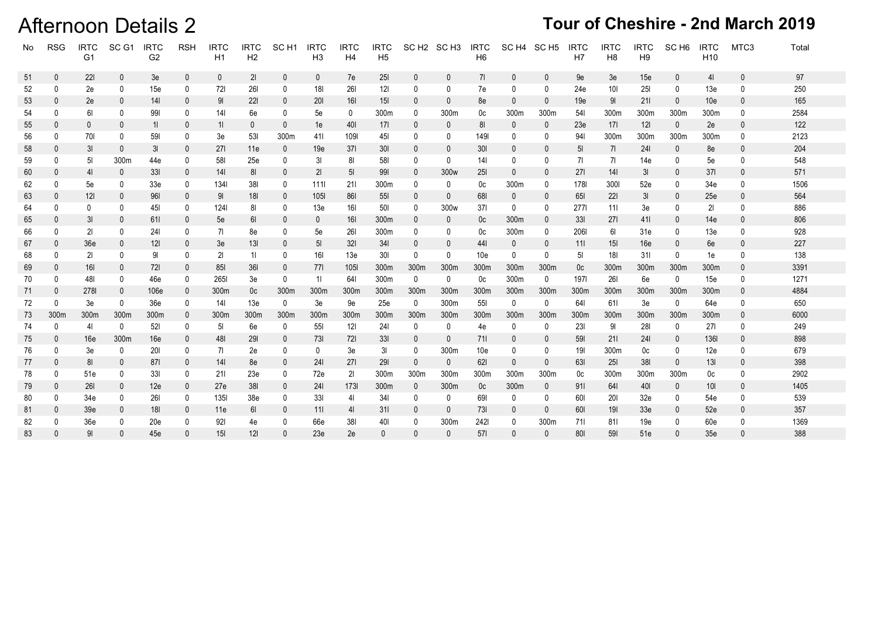# Afternoon Details 2

## Tour of Cheshire - 2nd March 2019

| No | RSG | IRTC G1 | SC G1 | IRTC G2 | RSH | IRTC H1 | IRTC H2 | SC H1 | IRTC H3 | IRTC H4 | IRTC H5 | SC H2 | SC H3 | IRTC H6 | SC H4 | SC H5 | IRTC H7 | IRTC H8 | IRTC H9 | SC H6 | IRTC H10 | MTC3 | Total |
|---|---|---|---|---|---|---|---|---|---|---|---|---|---|---|---|---|---|---|---|---|---|---|---|
| 51 | 0 | 22l | 0 | 3e | 0 | 0 | 2l | 0 | 0 | 7e | 25l | 0 | 0 | 7l | 0 | 0 | 9e | 3e | 15e | 0 | 4l | 0 | 97 |
| 52 | 0 | 2e | 0 | 15e | 0 | 72l | 26l | 0 | 18l | 26l | 12l | 0 | 0 | 7e | 0 | 0 | 24e | 10l | 25l | 0 | 13e | 0 | 250 |
| 53 | 0 | 2e | 0 | 14l | 0 | 9l | 22l | 0 | 20l | 16l | 15l | 0 | 0 | 8e | 0 | 0 | 19e | 9l | 21l | 0 | 10e | 0 | 165 |
| 54 | 0 | 6l | 0 | 99l | 0 | 14l | 6e | 0 | 5e | 0 | 300m | 0 | 300m | 0c | 300m | 300m | 54l | 300m | 300m | 300m | 300m | 0 | 2584 |
| 55 | 0 | 0 | 0 | 1l | 0 | 1l | 0 | 0 | 1e | 40l | 17l | 0 | 0 | 8l | 0 | 0 | 23e | 17l | 12l | 0 | 2e | 0 | 122 |
| 56 | 0 | 70l | 0 | 59l | 0 | 3e | 53l | 300m | 41l | 109l | 45l | 0 | 0 | 149l | 0 | 0 | 94l | 300m | 300m | 300m | 300m | 0 | 2123 |
| 58 | 0 | 3l | 0 | 3l | 0 | 27l | 11e | 0 | 19e | 37l | 30l | 0 | 0 | 30l | 0 | 0 | 5l | 7l | 24l | 0 | 8e | 0 | 204 |
| 59 | 0 | 5l | 300m | 44e | 0 | 58l | 25e | 0 | 3l | 8l | 58l | 0 | 0 | 14l | 0 | 0 | 7l | 7l | 14e | 0 | 5e | 0 | 548 |
| 60 | 0 | 4l | 0 | 33l | 0 | 14l | 8l | 0 | 2l | 5l | 99l | 0 | 300w | 25l | 0 | 0 | 27l | 14l | 3l | 0 | 37l | 0 | 571 |
| 62 | 0 | 5e | 0 | 33e | 0 | 134l | 38l | 0 | 111l | 21l | 300m | 0 | 0 | 0c | 300m | 0 | 178l | 300l | 52e | 0 | 34e | 0 | 1506 |
| 63 | 0 | 12l | 0 | 96l | 0 | 9l | 18l | 0 | 105l | 86l | 55l | 0 | 0 | 68l | 0 | 0 | 65l | 22l | 3l | 0 | 25e | 0 | 564 |
| 64 | 0 | 0 | 0 | 45l | 0 | 124l | 8l | 0 | 13e | 16l | 50l | 0 | 300w | 37l | 0 | 0 | 277l | 11l | 3e | 0 | 2l | 0 | 886 |
| 65 | 0 | 3l | 0 | 61l | 0 | 5e | 6l | 0 | 0 | 16l | 300m | 0 | 0 | 0c | 300m | 0 | 33l | 27l | 41l | 0 | 14e | 0 | 806 |
| 66 | 0 | 2l | 0 | 24l | 0 | 7l | 8e | 0 | 5e | 26l | 300m | 0 | 0 | 0c | 300m | 0 | 206l | 6l | 31e | 0 | 13e | 0 | 928 |
| 67 | 0 | 36e | 0 | 12l | 0 | 3e | 13l | 0 | 5l | 32l | 34l | 0 | 0 | 44l | 0 | 0 | 11l | 15l | 16e | 0 | 6e | 0 | 227 |
| 68 | 0 | 2l | 0 | 9l | 0 | 2l | 1l | 0 | 16l | 13e | 30l | 0 | 0 | 10e | 0 | 0 | 5l | 18l | 31l | 0 | 1e | 0 | 138 |
| 69 | 0 | 16l | 0 | 72l | 0 | 85l | 36l | 0 | 77l | 105l | 300m | 300m | 300m | 300m | 300m | 300m | 0c | 300m | 300m | 300m | 300m | 0 | 3391 |
| 70 | 0 | 48l | 0 | 46e | 0 | 265l | 3e | 0 | 1l | 64l | 300m | 0 | 0 | 0c | 300m | 0 | 197l | 26l | 6e | 0 | 15e | 0 | 1271 |
| 71 | 0 | 278l | 0 | 106e | 0 | 300m | 0c | 300m | 300m | 300m | 300m | 300m | 300m | 300m | 300m | 300m | 300m | 300m | 300m | 300m | 300m | 0 | 4884 |
| 72 | 0 | 3e | 0 | 36e | 0 | 14l | 13e | 0 | 3e | 9e | 25e | 0 | 300m | 55l | 0 | 0 | 64l | 61l | 3e | 0 | 64e | 0 | 650 |
| 73 | 300m | 300m | 300m | 300m | 0 | 300m | 300m | 300m | 300m | 300m | 300m | 300m | 300m | 300m | 300m | 300m | 300m | 300m | 300m | 300m | 300m | 0 | 6000 |
| 74 | 0 | 4l | 0 | 52l | 0 | 5l | 6e | 0 | 55l | 12l | 24l | 0 | 0 | 4e | 0 | 0 | 23l | 9l | 28l | 0 | 27l | 0 | 249 |
| 75 | 0 | 16e | 300m | 16e | 0 | 48l | 29l | 0 | 73l | 72l | 33l | 0 | 0 | 71l | 0 | 0 | 59l | 21l | 24l | 0 | 136l | 0 | 898 |
| 76 | 0 | 3e | 0 | 20l | 0 | 7l | 2e | 0 | 0 | 3e | 3l | 0 | 300m | 10e | 0 | 0 | 19l | 300m | 0c | 0 | 12e | 0 | 679 |
| 77 | 0 | 8l | 0 | 87l | 0 | 14l | 8e | 0 | 24l | 27l | 29l | 0 | 0 | 62l | 0 | 0 | 63l | 25l | 38l | 0 | 13l | 0 | 398 |
| 78 | 0 | 51e | 0 | 33l | 0 | 21l | 23e | 0 | 72e | 2l | 300m | 300m | 300m | 300m | 300m | 300m | 0c | 300m | 300m | 300m | 0c | 0 | 2902 |
| 79 | 0 | 26l | 0 | 12e | 0 | 27e | 38l | 0 | 24l | 173l | 300m | 0 | 300m | 0c | 300m | 0 | 91l | 64l | 40l | 0 | 10l | 0 | 1405 |
| 80 | 0 | 34e | 0 | 26l | 0 | 135l | 38e | 0 | 33l | 4l | 34l | 0 | 0 | 69l | 0 | 0 | 60l | 20l | 32e | 0 | 54e | 0 | 539 |
| 81 | 0 | 39e | 0 | 18l | 0 | 11e | 6l | 0 | 11l | 4l | 31l | 0 | 0 | 73l | 0 | 0 | 60l | 19l | 33e | 0 | 52e | 0 | 357 |
| 82 | 0 | 36e | 0 | 20e | 0 | 92l | 4e | 0 | 66e | 38l | 40l | 0 | 300m | 242l | 0 | 300m | 71l | 81l | 19e | 0 | 60e | 0 | 1369 |
| 83 | 0 | 9l | 0 | 45e | 0 | 15l | 12l | 0 | 23e | 2e | 0 | 0 | 0 | 57l | 0 | 0 | 80l | 59l | 51e | 0 | 35e | 0 | 388 |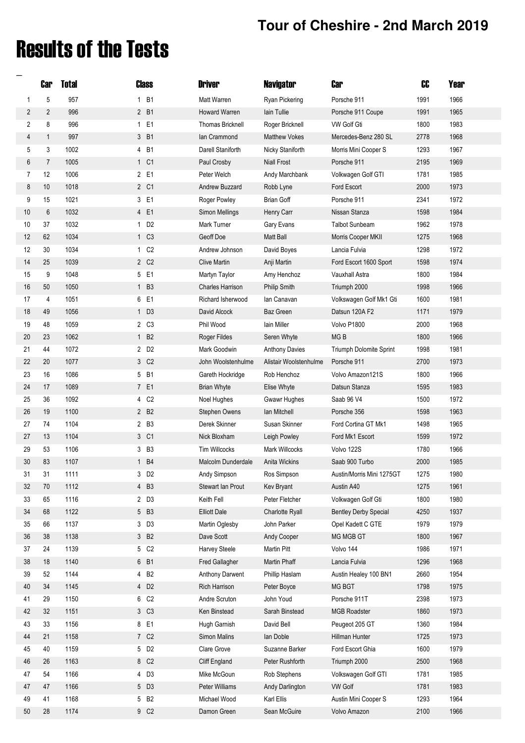## Tour of Cheshire - 2nd March 2019

# Results of the Tests

| | Car | Total | Class | | Driver | Navigator | Car | CC | Year |
|---|---|---|---|---|---|---|---|---|---|
| 1 | 5 | 957 | 1 | B1 | Matt Warren | Ryan Pickering | Porsche 911 | 1991 | 1966 |
| 2 | 2 | 996 | 2 | B1 | Howard Warren | Iain Tullie | Porsche 911 Coupe | 1991 | 1965 |
| 2 | 8 | 996 | 1 | E1 | Thomas Bricknell | Roger Bricknell | VW Golf Gti | 1800 | 1983 |
| 4 | 1 | 997 | 3 | B1 | Ian Crammond | Matthew Vokes | Mercedes-Benz 280 SL | 2778 | 1968 |
| 5 | 3 | 1002 | 4 | B1 | Darell Staniforth | Nicky Staniforth | Morris Mini Cooper S | 1293 | 1967 |
| 6 | 7 | 1005 | 1 | C1 | Paul Crosby | Niall Frost | Porsche 911 | 2195 | 1969 |
| 7 | 12 | 1006 | 2 | E1 | Peter Welch | Andy Marchbank | Volkswagen Golf GTI | 1781 | 1985 |
| 8 | 10 | 1018 | 2 | C1 | Andrew Buzzard | Robb Lyne | Ford Escort | 2000 | 1973 |
| 9 | 15 | 1021 | 3 | E1 | Roger Powley | Brian Goff | Porsche 911 | 2341 | 1972 |
| 10 | 6 | 1032 | 4 | E1 | Simon Mellings | Henry Carr | Nissan Stanza | 1598 | 1984 |
| 10 | 37 | 1032 | 1 | D2 | Mark Turner | Gary Evans | Talbot Sunbeam | 1962 | 1978 |
| 12 | 62 | 1034 | 1 | C3 | Geoff Doe | Matt Ball | Morris Cooper MKII | 1275 | 1968 |
| 12 | 30 | 1034 | 1 | C2 | Andrew Johnson | David Boyes | Lancia Fulvia | 1298 | 1972 |
| 14 | 25 | 1039 | 2 | C2 | Clive Martin | Anji Martin | Ford Escort 1600 Sport | 1598 | 1974 |
| 15 | 9 | 1048 | 5 | E1 | Martyn Taylor | Amy Henchoz | Vauxhall Astra | 1800 | 1984 |
| 16 | 50 | 1050 | 1 | B3 | Charles Harrison | Philip Smith | Triumph 2000 | 1998 | 1966 |
| 17 | 4 | 1051 | 6 | E1 | Richard Isherwood | Ian Canavan | Volkswagen Golf Mk1 Gti | 1600 | 1981 |
| 18 | 49 | 1056 | 1 | D3 | David Alcock | Baz Green | Datsun 120A F2 | 1171 | 1979 |
| 19 | 48 | 1059 | 2 | C3 | Phil Wood | Iain Miller | Volvo P1800 | 2000 | 1968 |
| 20 | 23 | 1062 | 1 | B2 | Roger Fildes | Seren Whyte | MG B | 1800 | 1966 |
| 21 | 44 | 1072 | 2 | D2 | Mark Goodwin | Anthony Davies | Triumph Dolomite Sprint | 1998 | 1981 |
| 22 | 20 | 1077 | 3 | C2 | John Woolstenhulme | Alistair Woolstenhulme | Porsche 911 | 2700 | 1973 |
| 23 | 16 | 1086 | 5 | B1 | Gareth Hockridge | Rob Henchoz | Volvo Amazon121S | 1800 | 1966 |
| 24 | 17 | 1089 | 7 | E1 | Brian Whyte | Elise Whyte | Datsun Stanza | 1595 | 1983 |
| 25 | 36 | 1092 | 4 | C2 | Noel Hughes | Gwawr Hughes | Saab 96 V4 | 1500 | 1972 |
| 26 | 19 | 1100 | 2 | B2 | Stephen Owens | Ian Mitchell | Porsche 356 | 1598 | 1963 |
| 27 | 74 | 1104 | 2 | B3 | Derek Skinner | Susan Skinner | Ford Cortina GT Mk1 | 1498 | 1965 |
| 27 | 13 | 1104 | 3 | C1 | Nick Bloxham | Leigh Powley | Ford Mk1 Escort | 1599 | 1972 |
| 29 | 53 | 1106 | 3 | B3 | Tim Willcocks | Mark Willcocks | Volvo 122S | 1780 | 1966 |
| 30 | 83 | 1107 | 1 | B4 | Malcolm Dunderdale | Anita Wickins | Saab 900 Turbo | 2000 | 1985 |
| 31 | 31 | 1111 | 3 | D2 | Andy Simpson | Ros Simpson | Austin/Morris Mini 1275GT | 1275 | 1980 |
| 32 | 70 | 1112 | 4 | B3 | Stewart Ian Prout | Kev Bryant | Austin A40 | 1275 | 1961 |
| 33 | 65 | 1116 | 2 | D3 | Keith Fell | Peter Fletcher | Volkswagen Golf Gti | 1800 | 1980 |
| 34 | 68 | 1122 | 5 | B3 | Elliott Dale | Charlotte Ryall | Bentley Derby Special | 4250 | 1937 |
| 35 | 66 | 1137 | 3 | D3 | Martin Oglesby | John Parker | Opel Kadett C GTE | 1979 | 1979 |
| 36 | 38 | 1138 | 3 | B2 | Dave Scott | Andy Cooper | MG MGB GT | 1800 | 1967 |
| 37 | 24 | 1139 | 5 | C2 | Harvey Steele | Martin Pitt | Volvo 144 | 1986 | 1971 |
| 38 | 18 | 1140 | 6 | B1 | Fred Gallagher | Martin Phaff | Lancia Fulvia | 1296 | 1968 |
| 39 | 52 | 1144 | 4 | B2 | Anthony Darwent | Phillip Haslam | Austin Healey 100 BN1 | 2660 | 1954 |
| 40 | 34 | 1145 | 4 | D2 | Rich Harrison | Peter Boyce | MG BGT | 1798 | 1975 |
| 41 | 29 | 1150 | 6 | C2 | Andre Scruton | John Youd | Porsche 911T | 2398 | 1973 |
| 42 | 32 | 1151 | 3 | C3 | Ken Binstead | Sarah Binstead | MGB Roadster | 1860 | 1973 |
| 43 | 33 | 1156 | 8 | E1 | Hugh Garnish | David Bell | Peugeot 205 GT | 1360 | 1984 |
| 44 | 21 | 1158 | 7 | C2 | Simon Malins | Ian Doble | Hillman Hunter | 1725 | 1973 |
| 45 | 40 | 1159 | 5 | D2 | Clare Grove | Suzanne Barker | Ford Escort Ghia | 1600 | 1979 |
| 46 | 26 | 1163 | 8 | C2 | Cliff England | Peter Rushforth | Triumph 2000 | 2500 | 1968 |
| 47 | 54 | 1166 | 4 | D3 | Mike McGoun | Rob Stephens | Volkswagen Golf GTI | 1781 | 1985 |
| 47 | 47 | 1166 | 5 | D3 | Peter Williams | Andy Darlington | VW Golf | 1781 | 1983 |
| 49 | 41 | 1168 | 5 | B2 | Michael Wood | Karl Ellis | Austin Mini Cooper S | 1293 | 1964 |
| 50 | 28 | 1174 | 9 | C2 | Damon Green | Sean McGuire | Volvo Amazon | 2100 | 1966 |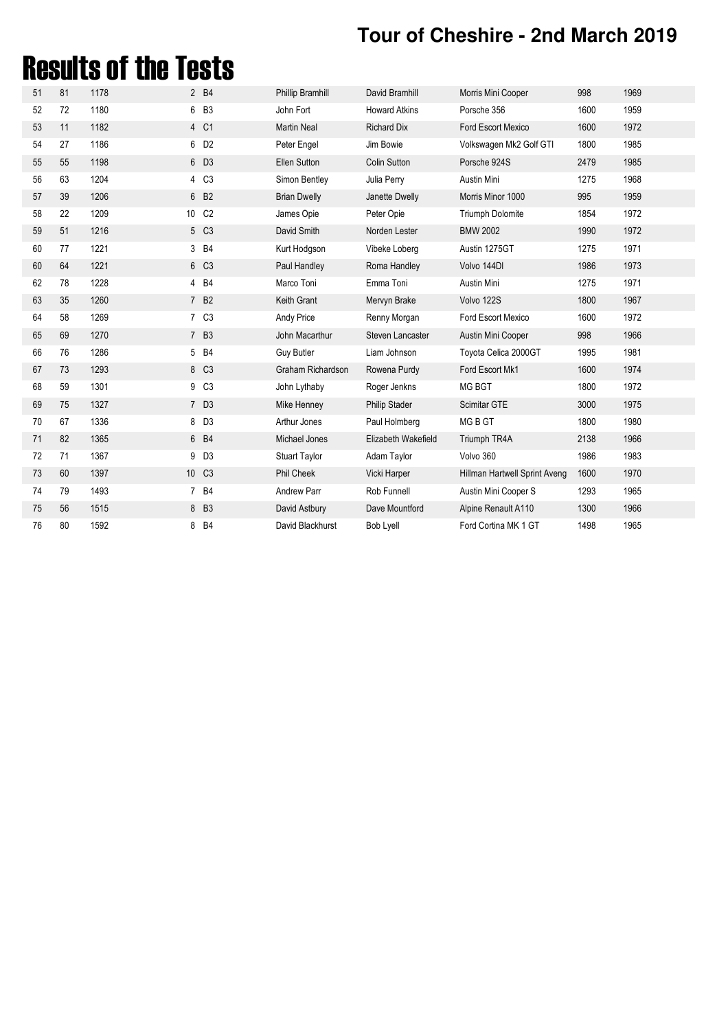## Tour of Cheshire - 2nd March 2019

# Results of the Tests

| | | | | | | | | | |
|---|---|---|---|---|---|---|---|---|---|
| 51 | 81 | 1178 | 2 | B4 | Phillip Bramhill | David Bramhill | Morris Mini Cooper | 998 | 1969 |
| 52 | 72 | 1180 | 6 | B3 | John Fort | Howard Atkins | Porsche 356 | 1600 | 1959 |
| 53 | 11 | 1182 | 4 | C1 | Martin Neal | Richard Dix | Ford Escort Mexico | 1600 | 1972 |
| 54 | 27 | 1186 | 6 | D2 | Peter Engel | Jim Bowie | Volkswagen Mk2 Golf GTI | 1800 | 1985 |
| 55 | 55 | 1198 | 6 | D3 | Ellen Sutton | Colin Sutton | Porsche 924S | 2479 | 1985 |
| 56 | 63 | 1204 | 4 | C3 | Simon Bentley | Julia Perry | Austin Mini | 1275 | 1968 |
| 57 | 39 | 1206 | 6 | B2 | Brian Dwelly | Janette Dwelly | Morris Minor 1000 | 995 | 1959 |
| 58 | 22 | 1209 | 10 | C2 | James Opie | Peter Opie | Triumph Dolomite | 1854 | 1972 |
| 59 | 51 | 1216 | 5 | C3 | David Smith | Norden Lester | BMW 2002 | 1990 | 1972 |
| 60 | 77 | 1221 | 3 | B4 | Kurt Hodgson | Vibeke Loberg | Austin 1275GT | 1275 | 1971 |
| 60 | 64 | 1221 | 6 | C3 | Paul Handley | Roma Handley | Volvo 144DI | 1986 | 1973 |
| 62 | 78 | 1228 | 4 | B4 | Marco Toni | Emma Toni | Austin Mini | 1275 | 1971 |
| 63 | 35 | 1260 | 7 | B2 | Keith Grant | Mervyn Brake | Volvo 122S | 1800 | 1967 |
| 64 | 58 | 1269 | 7 | C3 | Andy Price | Renny Morgan | Ford Escort Mexico | 1600 | 1972 |
| 65 | 69 | 1270 | 7 | B3 | John Macarthur | Steven Lancaster | Austin Mini Cooper | 998 | 1966 |
| 66 | 76 | 1286 | 5 | B4 | Guy Butler | Liam Johnson | Toyota Celica 2000GT | 1995 | 1981 |
| 67 | 73 | 1293 | 8 | C3 | Graham Richardson | Rowena Purdy | Ford Escort Mk1 | 1600 | 1974 |
| 68 | 59 | 1301 | 9 | C3 | John Lythaby | Roger Jenkns | MG BGT | 1800 | 1972 |
| 69 | 75 | 1327 | 7 | D3 | Mike Henney | Philip Stader | Scimitar GTE | 3000 | 1975 |
| 70 | 67 | 1336 | 8 | D3 | Arthur Jones | Paul Holmberg | MG B GT | 1800 | 1980 |
| 71 | 82 | 1365 | 6 | B4 | Michael Jones | Elizabeth Wakefield | Triumph TR4A | 2138 | 1966 |
| 72 | 71 | 1367 | 9 | D3 | Stuart Taylor | Adam Taylor | Volvo 360 | 1986 | 1983 |
| 73 | 60 | 1397 | 10 | C3 | Phil Cheek | Vicki Harper | Hillman Hartwell Sprint Aveng | 1600 | 1970 |
| 74 | 79 | 1493 | 7 | B4 | Andrew Parr | Rob Funnell | Austin Mini Cooper S | 1293 | 1965 |
| 75 | 56 | 1515 | 8 | B3 | David Astbury | Dave Mountford | Alpine Renault A110 | 1300 | 1966 |
| 76 | 80 | 1592 | 8 | B4 | David Blackhurst | Bob Lyell | Ford Cortina MK 1 GT | 1498 | 1965 |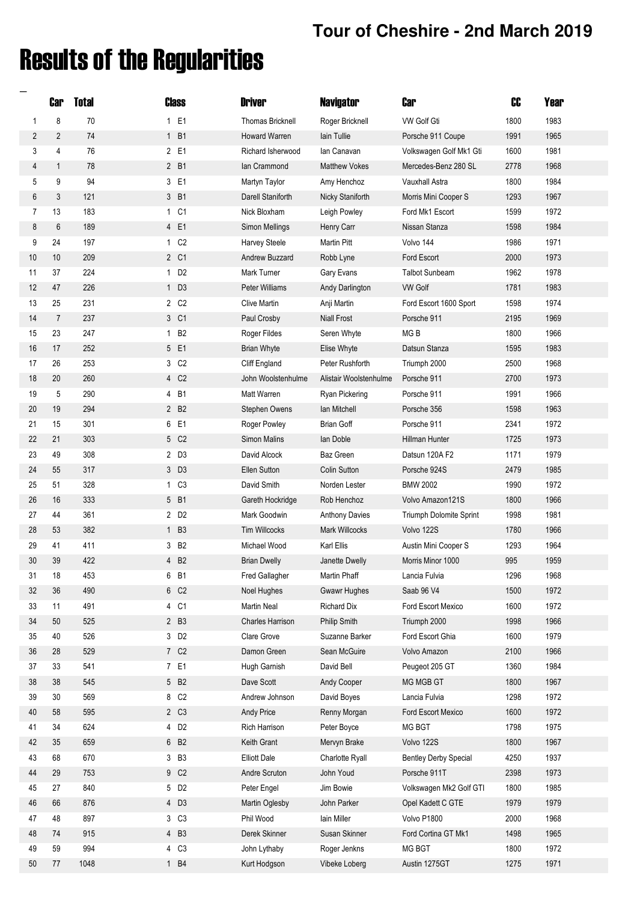## Tour of Cheshire - 2nd March 2019

# Results of the Regularities

| | Car | Total | Class | | Driver | Navigator | Car | CC | Year |
|---|---|---|---|---|---|---|---|---|---|
| 1 | 8 | 70 | 1 | E1 | Thomas Bricknell | Roger Bricknell | VW Golf Gti | 1800 | 1983 |
| 2 | 2 | 74 | 1 | B1 | Howard Warren | Iain Tullie | Porsche 911 Coupe | 1991 | 1965 |
| 3 | 4 | 76 | 2 | E1 | Richard Isherwood | Ian Canavan | Volkswagen Golf Mk1 Gti | 1600 | 1981 |
| 4 | 1 | 78 | 2 | B1 | Ian Crammond | Matthew Vokes | Mercedes-Benz 280 SL | 2778 | 1968 |
| 5 | 9 | 94 | 3 | E1 | Martyn Taylor | Amy Henchoz | Vauxhall Astra | 1800 | 1984 |
| 6 | 3 | 121 | 3 | B1 | Darell Staniforth | Nicky Staniforth | Morris Mini Cooper S | 1293 | 1967 |
| 7 | 13 | 183 | 1 | C1 | Nick Bloxham | Leigh Powley | Ford Mk1 Escort | 1599 | 1972 |
| 8 | 6 | 189 | 4 | E1 | Simon Mellings | Henry Carr | Nissan Stanza | 1598 | 1984 |
| 9 | 24 | 197 | 1 | C2 | Harvey Steele | Martin Pitt | Volvo 144 | 1986 | 1971 |
| 10 | 10 | 209 | 2 | C1 | Andrew Buzzard | Robb Lyne | Ford Escort | 2000 | 1973 |
| 11 | 37 | 224 | 1 | D2 | Mark Turner | Gary Evans | Talbot Sunbeam | 1962 | 1978 |
| 12 | 47 | 226 | 1 | D3 | Peter Williams | Andy Darlington | VW Golf | 1781 | 1983 |
| 13 | 25 | 231 | 2 | C2 | Clive Martin | Anji Martin | Ford Escort 1600 Sport | 1598 | 1974 |
| 14 | 7 | 237 | 3 | C1 | Paul Crosby | Niall Frost | Porsche 911 | 2195 | 1969 |
| 15 | 23 | 247 | 1 | B2 | Roger Fildes | Seren Whyte | MG B | 1800 | 1966 |
| 16 | 17 | 252 | 5 | E1 | Brian Whyte | Elise Whyte | Datsun Stanza | 1595 | 1983 |
| 17 | 26 | 253 | 3 | C2 | Cliff England | Peter Rushforth | Triumph 2000 | 2500 | 1968 |
| 18 | 20 | 260 | 4 | C2 | John Woolstenhulme | Alistair Woolstenhulme | Porsche 911 | 2700 | 1973 |
| 19 | 5 | 290 | 4 | B1 | Matt Warren | Ryan Pickering | Porsche 911 | 1991 | 1966 |
| 20 | 19 | 294 | 2 | B2 | Stephen Owens | Ian Mitchell | Porsche 356 | 1598 | 1963 |
| 21 | 15 | 301 | 6 | E1 | Roger Powley | Brian Goff | Porsche 911 | 2341 | 1972 |
| 22 | 21 | 303 | 5 | C2 | Simon Malins | Ian Doble | Hillman Hunter | 1725 | 1973 |
| 23 | 49 | 308 | 2 | D3 | David Alcock | Baz Green | Datsun 120A F2 | 1171 | 1979 |
| 24 | 55 | 317 | 3 | D3 | Ellen Sutton | Colin Sutton | Porsche 924S | 2479 | 1985 |
| 25 | 51 | 328 | 1 | C3 | David Smith | Norden Lester | BMW 2002 | 1990 | 1972 |
| 26 | 16 | 333 | 5 | B1 | Gareth Hockridge | Rob Henchoz | Volvo Amazon121S | 1800 | 1966 |
| 27 | 44 | 361 | 2 | D2 | Mark Goodwin | Anthony Davies | Triumph Dolomite Sprint | 1998 | 1981 |
| 28 | 53 | 382 | 1 | B3 | Tim Willcocks | Mark Willcocks | Volvo 122S | 1780 | 1966 |
| 29 | 41 | 411 | 3 | B2 | Michael Wood | Karl Ellis | Austin Mini Cooper S | 1293 | 1964 |
| 30 | 39 | 422 | 4 | B2 | Brian Dwelly | Janette Dwelly | Morris Minor 1000 | 995 | 1959 |
| 31 | 18 | 453 | 6 | B1 | Fred Gallagher | Martin Phaff | Lancia Fulvia | 1296 | 1968 |
| 32 | 36 | 490 | 6 | C2 | Noel Hughes | Gwawr Hughes | Saab 96 V4 | 1500 | 1972 |
| 33 | 11 | 491 | 4 | C1 | Martin Neal | Richard Dix | Ford Escort Mexico | 1600 | 1972 |
| 34 | 50 | 525 | 2 | B3 | Charles Harrison | Philip Smith | Triumph 2000 | 1998 | 1966 |
| 35 | 40 | 526 | 3 | D2 | Clare Grove | Suzanne Barker | Ford Escort Ghia | 1600 | 1979 |
| 36 | 28 | 529 | 7 | C2 | Damon Green | Sean McGuire | Volvo Amazon | 2100 | 1966 |
| 37 | 33 | 541 | 7 | E1 | Hugh Garnish | David Bell | Peugeot 205 GT | 1360 | 1984 |
| 38 | 38 | 545 | 5 | B2 | Dave Scott | Andy Cooper | MG MGB GT | 1800 | 1967 |
| 39 | 30 | 569 | 8 | C2 | Andrew Johnson | David Boyes | Lancia Fulvia | 1298 | 1972 |
| 40 | 58 | 595 | 2 | C3 | Andy Price | Renny Morgan | Ford Escort Mexico | 1600 | 1972 |
| 41 | 34 | 624 | 4 | D2 | Rich Harrison | Peter Boyce | MG BGT | 1798 | 1975 |
| 42 | 35 | 659 | 6 | B2 | Keith Grant | Mervyn Brake | Volvo 122S | 1800 | 1967 |
| 43 | 68 | 670 | 3 | B3 | Elliott Dale | Charlotte Ryall | Bentley Derby Special | 4250 | 1937 |
| 44 | 29 | 753 | 9 | C2 | Andre Scruton | John Youd | Porsche 911T | 2398 | 1973 |
| 45 | 27 | 840 | 5 | D2 | Peter Engel | Jim Bowie | Volkswagen Mk2 Golf GTI | 1800 | 1985 |
| 46 | 66 | 876 | 4 | D3 | Martin Oglesby | John Parker | Opel Kadett C GTE | 1979 | 1979 |
| 47 | 48 | 897 | 3 | C3 | Phil Wood | Iain Miller | Volvo P1800 | 2000 | 1968 |
| 48 | 74 | 915 | 4 | B3 | Derek Skinner | Susan Skinner | Ford Cortina GT Mk1 | 1498 | 1965 |
| 49 | 59 | 994 | 4 | C3 | John Lythaby | Roger Jenkns | MG BGT | 1800 | 1972 |
| 50 | 77 | 1048 | 1 | B4 | Kurt Hodgson | Vibeke Loberg | Austin 1275GT | 1275 | 1971 |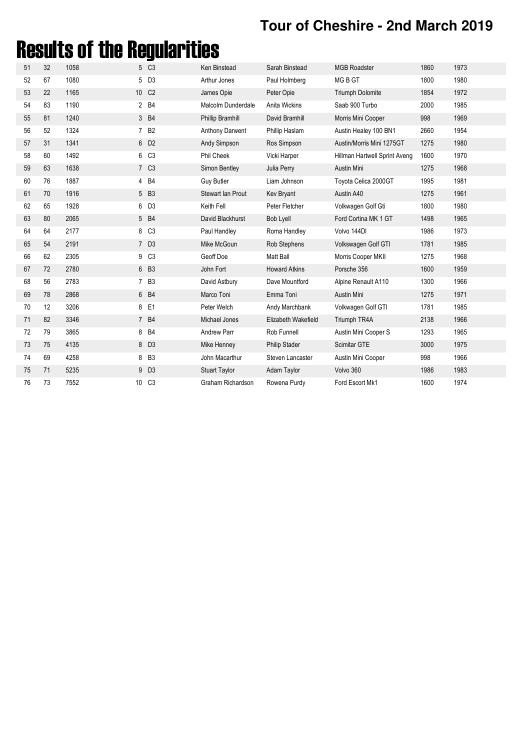## Tour of Cheshire - 2nd March 2019

# Results of the Regularities

| | | | | | | | | | |
|---|---|---|---|---|---|---|---|---|---|
| 51 | 32 | 1058 | 5 | C3 | Ken Binstead | Sarah Binstead | MGB Roadster | 1860 | 1973 |
| 52 | 67 | 1080 | 5 | D3 | Arthur Jones | Paul Holmberg | MG B GT | 1800 | 1980 |
| 53 | 22 | 1165 | 10 | C2 | James Opie | Peter Opie | Triumph Dolomite | 1854 | 1972 |
| 54 | 83 | 1190 | 2 | B4 | Malcolm Dunderdale | Anita Wickins | Saab 900 Turbo | 2000 | 1985 |
| 55 | 81 | 1240 | 3 | B4 | Phillip Bramhill | David Bramhill | Morris Mini Cooper | 998 | 1969 |
| 56 | 52 | 1324 | 7 | B2 | Anthony Darwent | Phillip Haslam | Austin Healey 100 BN1 | 2660 | 1954 |
| 57 | 31 | 1341 | 6 | D2 | Andy Simpson | Ros Simpson | Austin/Morris Mini 1275GT | 1275 | 1980 |
| 58 | 60 | 1492 | 6 | C3 | Phil Cheek | Vicki Harper | Hillman Hartwell Sprint Aveng | 1600 | 1970 |
| 59 | 63 | 1638 | 7 | C3 | Simon Bentley | Julia Perry | Austin Mini | 1275 | 1968 |
| 60 | 76 | 1887 | 4 | B4 | Guy Butler | Liam Johnson | Toyota Celica 2000GT | 1995 | 1981 |
| 61 | 70 | 1916 | 5 | B3 | Stewart Ian Prout | Kev Bryant | Austin A40 | 1275 | 1961 |
| 62 | 65 | 1928 | 6 | D3 | Keith Fell | Peter Fletcher | Volkwagen Golf Gti | 1800 | 1980 |
| 63 | 80 | 2065 | 5 | B4 | David Blackhurst | Bob Lyell | Ford Cortina MK 1 GT | 1498 | 1965 |
| 64 | 64 | 2177 | 8 | C3 | Paul Handley | Roma Handley | Volvo 144Dl | 1986 | 1973 |
| 65 | 54 | 2191 | 7 | D3 | Mike McGoun | Rob Stephens | Volkswagen Golf GTI | 1781 | 1985 |
| 66 | 62 | 2305 | 9 | C3 | Geoff Doe | Matt Ball | Morris Cooper MKII | 1275 | 1968 |
| 67 | 72 | 2780 | 6 | B3 | John Fort | Howard Atkins | Porsche 356 | 1600 | 1959 |
| 68 | 56 | 2783 | 7 | B3 | David Astbury | Dave Mountford | Alpine Renault A110 | 1300 | 1966 |
| 69 | 78 | 2868 | 6 | B4 | Marco Toni | Emma Toni | Austin Mini | 1275 | 1971 |
| 70 | 12 | 3206 | 8 | E1 | Peter Welch | Andy Marchbank | Volkwagen Golf GTI | 1781 | 1985 |
| 71 | 82 | 3346 | 7 | B4 | Michael Jones | Elizabeth Wakefield | Triumph TR4A | 2138 | 1966 |
| 72 | 79 | 3865 | 8 | B4 | Andrew Parr | Rob Funnell | Austin Mini Cooper S | 1293 | 1965 |
| 73 | 75 | 4135 | 8 | D3 | Mike Henney | Philip Stader | Scimitar GTE | 3000 | 1975 |
| 74 | 69 | 4258 | 8 | B3 | John Macarthur | Steven Lancaster | Austin Mini Cooper | 998 | 1966 |
| 75 | 71 | 5235 | 9 | D3 | Stuart Taylor | Adam Taylor | Volvo 360 | 1986 | 1983 |
| 76 | 73 | 7552 | 10 | C3 | Graham Richardson | Rowena Purdy | Ford Escort Mk1 | 1600 | 1974 |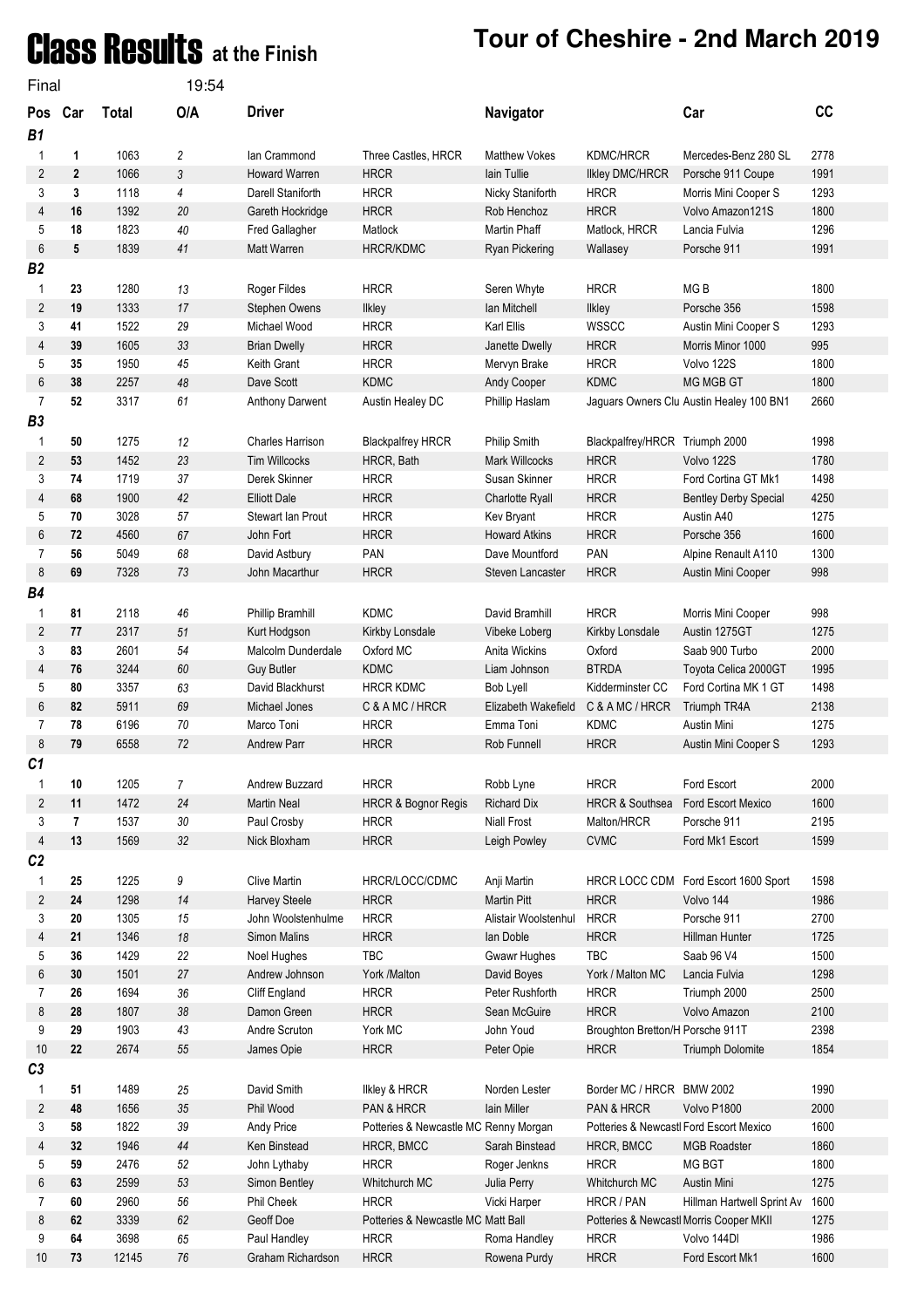# Class Results at the Finish

## Tour of Cheshire - 2nd March 2019

Final 19:54

| Pos | Car | Total | O/A | Driver | | Navigator | | Car | CC |
|---|---|---|---|---|---|---|---|---|---|
| **B1** | | | | | | | | | |
| 1 | 1 | 1063 | 2 | Ian Crammond | Three Castles, HRCR | Matthew Vokes | KDMC/HRCR | Mercedes-Benz 280 SL | 2778 |
| 2 | 2 | 1066 | 3 | Howard Warren | HRCR | Iain Tullie | Ilkley DMC/HRCR | Porsche 911 Coupe | 1991 |
| 3 | 3 | 1118 | 4 | Darell Staniforth | HRCR | Nicky Staniforth | HRCR | Morris Mini Cooper S | 1293 |
| 4 | 16 | 1392 | 20 | Gareth Hockridge | HRCR | Rob Henchoz | HRCR | Volvo Amazon121S | 1800 |
| 5 | 18 | 1823 | 40 | Fred Gallagher | Matlock | Martin Phaff | Matlock, HRCR | Lancia Fulvia | 1296 |
| 6 | 5 | 1839 | 41 | Matt Warren | HRCR/KDMC | Ryan Pickering | Wallasey | Porsche 911 | 1991 |
| **B2** | | | | | | | | | |
| 1 | 23 | 1280 | 13 | Roger Fildes | HRCR | Seren Whyte | HRCR | MG B | 1800 |
| 2 | 19 | 1333 | 17 | Stephen Owens | Ilkley | Ian Mitchell | Ilkley | Porsche 356 | 1598 |
| 3 | 41 | 1522 | 29 | Michael Wood | HRCR | Karl Ellis | WSSCC | Austin Mini Cooper S | 1293 |
| 4 | 39 | 1605 | 33 | Brian Dwelly | HRCR | Janette Dwelly | HRCR | Morris Minor 1000 | 995 |
| 5 | 35 | 1950 | 45 | Keith Grant | HRCR | Mervyn Brake | HRCR | Volvo 122S | 1800 |
| 6 | 38 | 2257 | 48 | Dave Scott | KDMC | Andy Cooper | KDMC | MG MGB GT | 1800 |
| 7 | 52 | 3317 | 61 | Anthony Darwent | Austin Healey DC | Phillip Haslam | Jaguars Owners Clu | Austin Healey 100 BN1 | 2660 |
| **B3** | | | | | | | | | |
| 1 | 50 | 1275 | 12 | Charles Harrison | Blackpalfrey HRCR | Philip Smith | Blackpalfrey/HRCR | Triumph 2000 | 1998 |
| 2 | 53 | 1452 | 23 | Tim Willcocks | HRCR, Bath | Mark Willcocks | HRCR | Volvo 122S | 1780 |
| 3 | 74 | 1719 | 37 | Derek Skinner | HRCR | Susan Skinner | HRCR | Ford Cortina GT Mk1 | 1498 |
| 4 | 68 | 1900 | 42 | Elliott Dale | HRCR | Charlotte Ryall | HRCR | Bentley Derby Special | 4250 |
| 5 | 70 | 3028 | 57 | Stewart Ian Prout | HRCR | Kev Bryant | HRCR | Austin A40 | 1275 |
| 6 | 72 | 4560 | 67 | John Fort | HRCR | Howard Atkins | HRCR | Porsche 356 | 1600 |
| 7 | 56 | 5049 | 68 | David Astbury | PAN | Dave Mountford | PAN | Alpine Renault A110 | 1300 |
| 8 | 69 | 7328 | 73 | John Macarthur | HRCR | Steven Lancaster | HRCR | Austin Mini Cooper | 998 |
| **B4** | | | | | | | | | |
| 1 | 81 | 2118 | 46 | Phillip Bramhill | KDMC | David Bramhill | HRCR | Morris Mini Cooper | 998 |
| 2 | 77 | 2317 | 51 | Kurt Hodgson | Kirkby Lonsdale | Vibeke Loberg | Kirkby Lonsdale | Austin 1275GT | 1275 |
| 3 | 83 | 2601 | 54 | Malcolm Dunderdale | Oxford MC | Anita Wickins | Oxford | Saab 900 Turbo | 2000 |
| 4 | 76 | 3244 | 60 | Guy Butler | KDMC | Liam Johnson | BTRDA | Toyota Celica 2000GT | 1995 |
| 5 | 80 | 3357 | 63 | David Blackhurst | HRCR KDMC | Bob Lyell | Kidderminster CC | Ford Cortina MK 1 GT | 1498 |
| 6 | 82 | 5911 | 69 | Michael Jones | C & A MC / HRCR | Elizabeth Wakefield | C & A MC / HRCR | Triumph TR4A | 2138 |
| 7 | 78 | 6196 | 70 | Marco Toni | HRCR | Emma Toni | KDMC | Austin Mini | 1275 |
| 8 | 79 | 6558 | 72 | Andrew Parr | HRCR | Rob Funnell | HRCR | Austin Mini Cooper S | 1293 |
| **C1** | | | | | | | | | |
| 1 | 10 | 1205 | 7 | Andrew Buzzard | HRCR | Robb Lyne | HRCR | Ford Escort | 2000 |
| 2 | 11 | 1472 | 24 | Martin Neal | HRCR & Bognor Regis | Richard Dix | HRCR & Southsea | Ford Escort Mexico | 1600 |
| 3 | 7 | 1537 | 30 | Paul Crosby | HRCR | Niall Frost | Malton/HRCR | Porsche 911 | 2195 |
| 4 | 13 | 1569 | 32 | Nick Bloxham | HRCR | Leigh Powley | CVMC | Ford Mk1 Escort | 1599 |
| **C2** | | | | | | | | | |
| 1 | 25 | 1225 | 9 | Clive Martin | HRCR/LOCC/CDMC | Anji Martin | HRCR LOCC CDM | Ford Escort 1600 Sport | 1598 |
| 2 | 24 | 1298 | 14 | Harvey Steele | HRCR | Martin Pitt | HRCR | Volvo 144 | 1986 |
| 3 | 20 | 1305 | 15 | John Woolstenhulme | HRCR | Alistair Woolstenhul | HRCR | Porsche 911 | 2700 |
| 4 | 21 | 1346 | 18 | Simon Malins | HRCR | Ian Doble | HRCR | Hillman Hunter | 1725 |
| 5 | 36 | 1429 | 22 | Noel Hughes | TBC | Gwawr Hughes | TBC | Saab 96 V4 | 1500 |
| 6 | 30 | 1501 | 27 | Andrew Johnson | York /Malton | David Boyes | York / Malton MC | Lancia Fulvia | 1298 |
| 7 | 26 | 1694 | 36 | Cliff England | HRCR | Peter Rushforth | HRCR | Triumph 2000 | 2500 |
| 8 | 28 | 1807 | 38 | Damon Green | HRCR | Sean McGuire | HRCR | Volvo Amazon | 2100 |
| 9 | 29 | 1903 | 43 | Andre Scruton | York MC | John Youd | Broughton Bretton/H | Porsche 911T | 2398 |
| 10 | 22 | 2674 | 55 | James Opie | HRCR | Peter Opie | HRCR | Triumph Dolomite | 1854 |
| **C3** | | | | | | | | | |
| 1 | 51 | 1489 | 25 | David Smith | Ilkley & HRCR | Norden Lester | Border MC / HRCR | BMW 2002 | 1990 |
| 2 | 48 | 1656 | 35 | Phil Wood | PAN & HRCR | Iain Miller | PAN & HRCR | Volvo P1800 | 2000 |
| 3 | 58 | 1822 | 39 | Andy Price | Potteries & Newcastle MC | Renny Morgan | Potteries & Newcastl | Ford Escort Mexico | 1600 |
| 4 | 32 | 1946 | 44 | Ken Binstead | HRCR, BMCC | Sarah Binstead | HRCR, BMCC | MGB Roadster | 1860 |
| 5 | 59 | 2476 | 52 | John Lythaby | HRCR | Roger Jenkns | HRCR | MG BGT | 1800 |
| 6 | 63 | 2599 | 53 | Simon Bentley | Whitchurch MC | Julia Perry | Whitchurch MC | Austin Mini | 1275 |
| 7 | 60 | 2960 | 56 | Phil Cheek | HRCR | Vicki Harper | HRCR / PAN | Hillman Hartwell Sprint Av | 1600 |
| 8 | 62 | 3339 | 62 | Geoff Doe | Potteries & Newcastle MC | Matt Ball | Potteries & Newcastl | Morris Cooper MKII | 1275 |
| 9 | 64 | 3698 | 65 | Paul Handley | HRCR | Roma Handley | HRCR | Volvo 144Dl | 1986 |
| 10 | 73 | 12145 | 76 | Graham Richardson | HRCR | Rowena Purdy | HRCR | Ford Escort Mk1 | 1600 |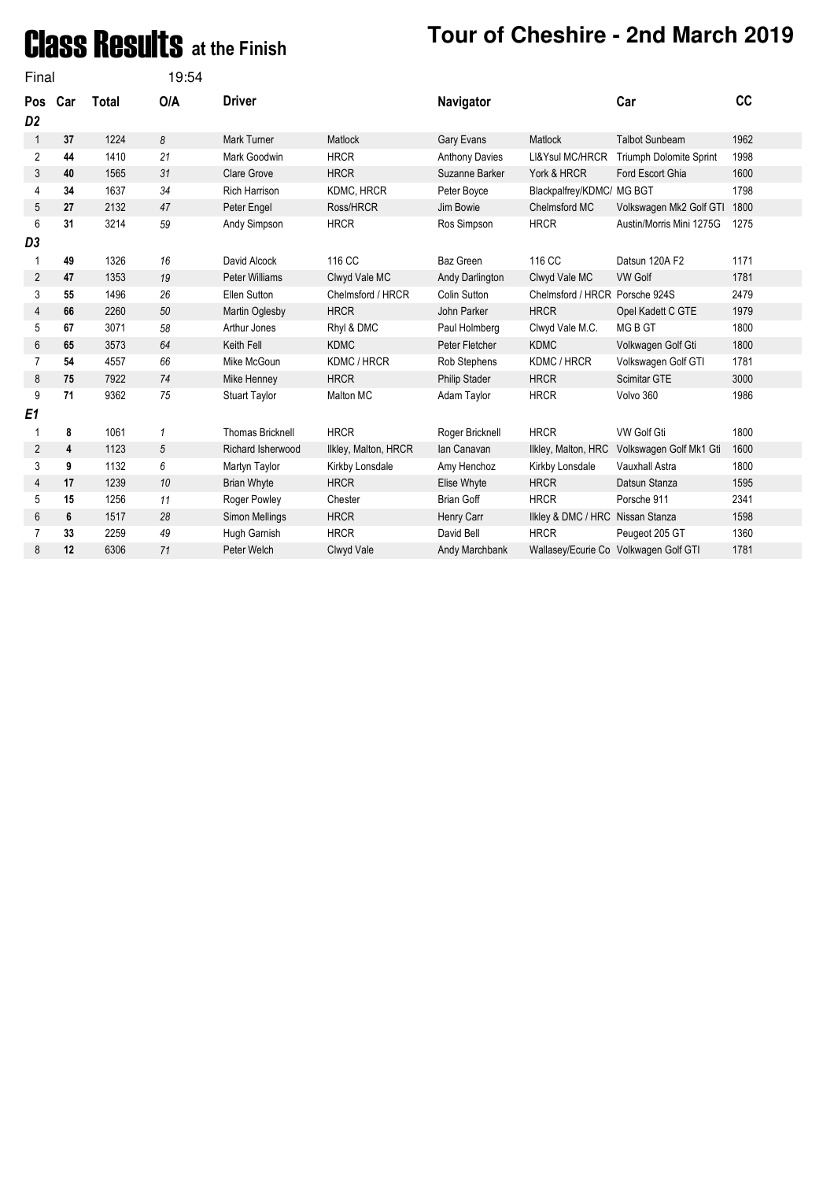# Class Results at the Finish

# Tour of Cheshire - 2nd March 2019

Final 19:54

| Pos | Car | Total | O/A | Driver | | Navigator | | Car | CC |
|---|---|---|---|---|---|---|---|---|---|
| ***D2*** | | | | | | | | | |
| 1 | **37** | 1224 | *8* | Mark Turner | Matlock | Gary Evans | Matlock | Talbot Sunbeam | 1962 |
| 2 | **44** | 1410 | *21* | Mark Goodwin | HRCR | Anthony Davies | Ll&Ysul MC/HRCR | Triumph Dolomite Sprint | 1998 |
| 3 | **40** | 1565 | *31* | Clare Grove | HRCR | Suzanne Barker | York & HRCR | Ford Escort Ghia | 1600 |
| 4 | **34** | 1637 | *34* | Rich Harrison | KDMC, HRCR | Peter Boyce | Blackpalfrey/KDMC/ | MG BGT | 1798 |
| 5 | **27** | 2132 | *47* | Peter Engel | Ross/HRCR | Jim Bowie | Chelmsford MC | Volkswagen Mk2 Golf GTI | 1800 |
| 6 | **31** | 3214 | *59* | Andy Simpson | HRCR | Ros Simpson | HRCR | Austin/Morris Mini 1275G | 1275 |
| ***D3*** | | | | | | | | | |
| 1 | **49** | 1326 | *16* | David Alcock | 116 CC | Baz Green | 116 CC | Datsun 120A F2 | 1171 |
| 2 | **47** | 1353 | *19* | Peter Williams | Clwyd Vale MC | Andy Darlington | Clwyd Vale MC | VW Golf | 1781 |
| 3 | **55** | 1496 | *26* | Ellen Sutton | Chelmsford / HRCR | Colin Sutton | Chelmsford / HRCR | Porsche 924S | 2479 |
| 4 | **66** | 2260 | *50* | Martin Oglesby | HRCR | John Parker | HRCR | Opel Kadett C GTE | 1979 |
| 5 | **67** | 3071 | *58* | Arthur Jones | Rhyl & DMC | Paul Holmberg | Clwyd Vale M.C. | MG B GT | 1800 |
| 6 | **65** | 3573 | *64* | Keith Fell | KDMC | Peter Fletcher | KDMC | Volkwagen Golf Gti | 1800 |
| 7 | **54** | 4557 | *66* | Mike McGoun | KDMC / HRCR | Rob Stephens | KDMC / HRCR | Volkswagen Golf GTI | 1781 |
| 8 | **75** | 7922 | *74* | Mike Henney | HRCR | Philip Stader | HRCR | Scimitar GTE | 3000 |
| 9 | **71** | 9362 | *75* | Stuart Taylor | Malton MC | Adam Taylor | HRCR | Volvo 360 | 1986 |
| ***E1*** | | | | | | | | | |
| 1 | **8** | 1061 | *1* | Thomas Bricknell | HRCR | Roger Bricknell | HRCR | VW Golf Gti | 1800 |
| 2 | **4** | 1123 | *5* | Richard Isherwood | Ilkley, Malton, HRCR | Ian Canavan | Ilkley, Malton, HRC | Volkswagen Golf Mk1 Gti | 1600 |
| 3 | **9** | 1132 | *6* | Martyn Taylor | Kirkby Lonsdale | Amy Henchoz | Kirkby Lonsdale | Vauxhall Astra | 1800 |
| 4 | **17** | 1239 | *10* | Brian Whyte | HRCR | Elise Whyte | HRCR | Datsun Stanza | 1595 |
| 5 | **15** | 1256 | *11* | Roger Powley | Chester | Brian Goff | HRCR | Porsche 911 | 2341 |
| 6 | **6** | 1517 | *28* | Simon Mellings | HRCR | Henry Carr | Ilkley & DMC / HRC | Nissan Stanza | 1598 |
| 7 | **33** | 2259 | *49* | Hugh Garnish | HRCR | David Bell | HRCR | Peugeot 205 GT | 1360 |
| 8 | **12** | 6306 | *71* | Peter Welch | Clwyd Vale | Andy Marchbank | Wallasey/Ecurie Co | Volkwagen Golf GTI | 1781 |